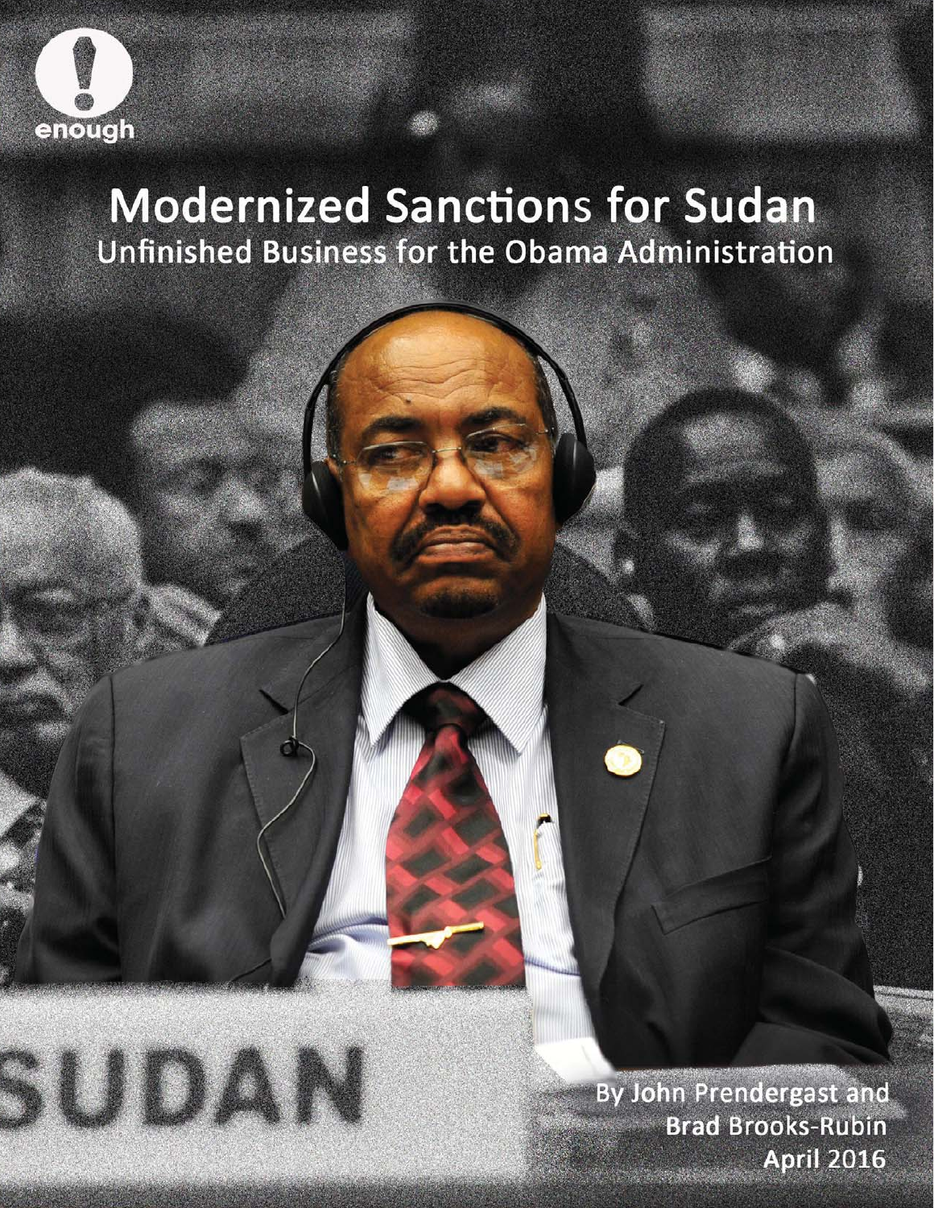enough

# Modernized Sanctions for Sudan

## Unfinished Business for the Obama Administration

SUDAN

By John Prendergast and Brad Brooks-Rubin

April 2016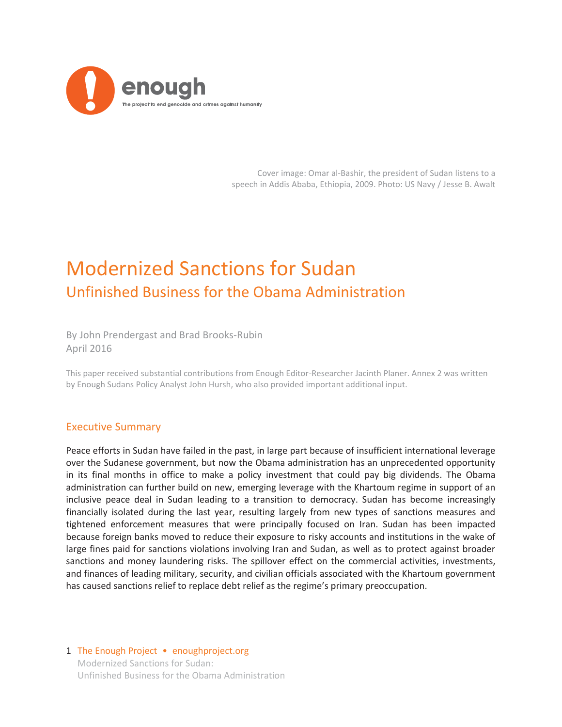enough

The project to end genocide and crimes against humanity

Cover image: Omar al-Bashir, the president of Sudan listens to a speech in Addis Ababa, Ethiopia, 2009. Photo: US Navy / Jesse B. Awalt

# Modernized Sanctions for Sudan

## Unfinished Business for the Obama Administration

By John Prendergast and Brad Brooks-Rubin
April 2016

This paper received substantial contributions from Enough Editor-Researcher Jacinth Planer. Annex 2 was written by Enough Sudans Policy Analyst John Hursh, who also provided important additional input.

### Executive Summary

Peace efforts in Sudan have failed in the past, in large part because of insufficient international leverage over the Sudanese government, but now the Obama administration has an unprecedented opportunity in its final months in office to make a policy investment that could pay big dividends. The Obama administration can further build on new, emerging leverage with the Khartoum regime in support of an inclusive peace deal in Sudan leading to a transition to democracy. Sudan has become increasingly financially isolated during the last year, resulting largely from new types of sanctions measures and tightened enforcement measures that were principally focused on Iran. Sudan has been impacted because foreign banks moved to reduce their exposure to risky accounts and institutions in the wake of large fines paid for sanctions violations involving Iran and Sudan, as well as to protect against broader sanctions and money laundering risks. The spillover effect on the commercial activities, investments, and finances of leading military, security, and civilian officials associated with the Khartoum government has caused sanctions relief to replace debt relief as the regime's primary preoccupation.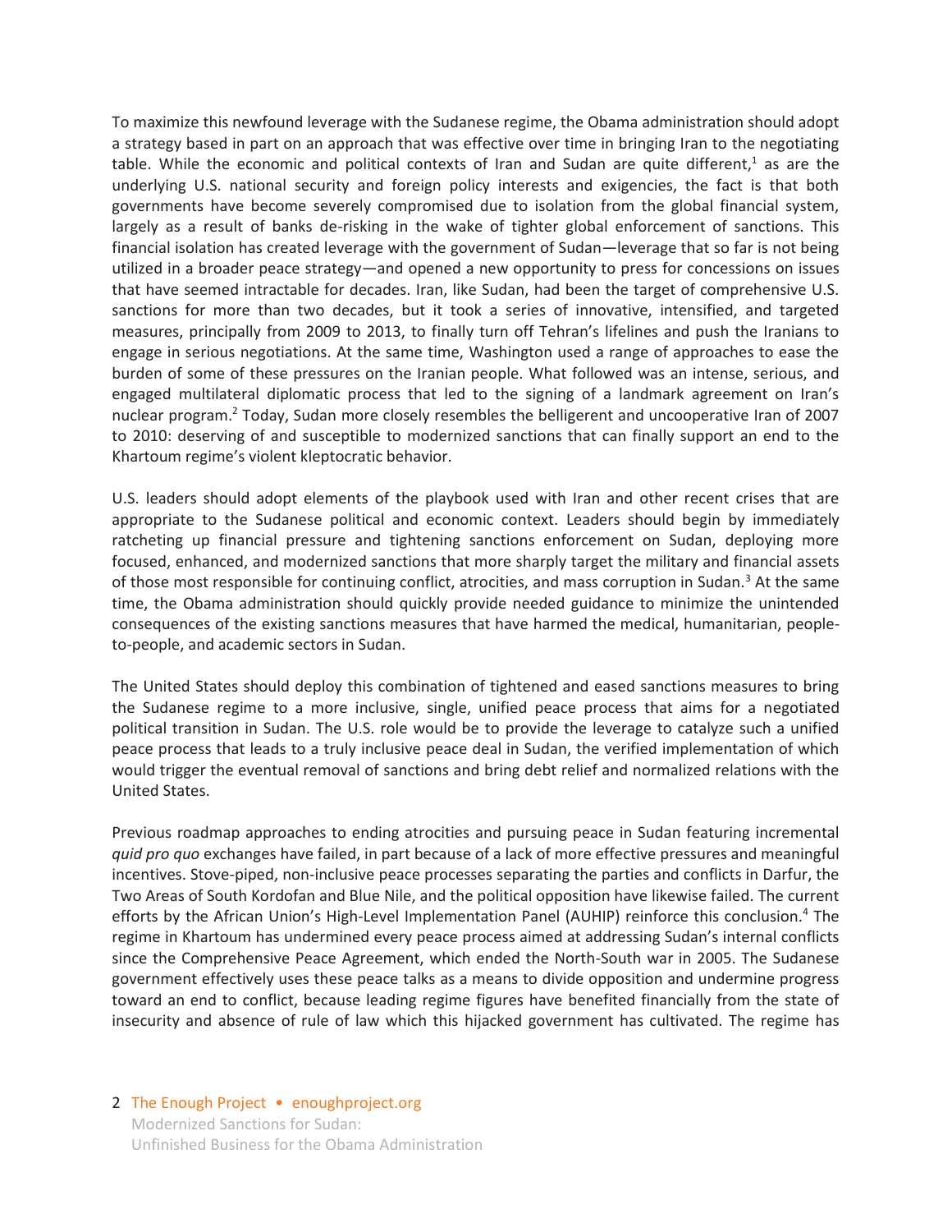To maximize this newfound leverage with the Sudanese regime, the Obama administration should adopt a strategy based in part on an approach that was effective over time in bringing Iran to the negotiating table. While the economic and political contexts of Iran and Sudan are quite different,[1] as are the underlying U.S. national security and foreign policy interests and exigencies, the fact is that both governments have become severely compromised due to isolation from the global financial system, largely as a result of banks de-risking in the wake of tighter global enforcement of sanctions. This financial isolation has created leverage with the government of Sudan—leverage that so far is not being utilized in a broader peace strategy—and opened a new opportunity to press for concessions on issues that have seemed intractable for decades. Iran, like Sudan, had been the target of comprehensive U.S. sanctions for more than two decades, but it took a series of innovative, intensified, and targeted measures, principally from 2009 to 2013, to finally turn off Tehran's lifelines and push the Iranians to engage in serious negotiations. At the same time, Washington used a range of approaches to ease the burden of some of these pressures on the Iranian people. What followed was an intense, serious, and engaged multilateral diplomatic process that led to the signing of a landmark agreement on Iran's nuclear program.[2] Today, Sudan more closely resembles the belligerent and uncooperative Iran of 2007 to 2010: deserving of and susceptible to modernized sanctions that can finally support an end to the Khartoum regime's violent kleptocratic behavior.

U.S. leaders should adopt elements of the playbook used with Iran and other recent crises that are appropriate to the Sudanese political and economic context. Leaders should begin by immediately ratcheting up financial pressure and tightening sanctions enforcement on Sudan, deploying more focused, enhanced, and modernized sanctions that more sharply target the military and financial assets of those most responsible for continuing conflict, atrocities, and mass corruption in Sudan.[3] At the same time, the Obama administration should quickly provide needed guidance to minimize the unintended consequences of the existing sanctions measures that have harmed the medical, humanitarian, people-to-people, and academic sectors in Sudan.

The United States should deploy this combination of tightened and eased sanctions measures to bring the Sudanese regime to a more inclusive, single, unified peace process that aims for a negotiated political transition in Sudan. The U.S. role would be to provide the leverage to catalyze such a unified peace process that leads to a truly inclusive peace deal in Sudan, the verified implementation of which would trigger the eventual removal of sanctions and bring debt relief and normalized relations with the United States.

Previous roadmap approaches to ending atrocities and pursuing peace in Sudan featuring incremental *quid pro quo* exchanges have failed, in part because of a lack of more effective pressures and meaningful incentives. Stove-piped, non-inclusive peace processes separating the parties and conflicts in Darfur, the Two Areas of South Kordofan and Blue Nile, and the political opposition have likewise failed. The current efforts by the African Union's High-Level Implementation Panel (AUHIP) reinforce this conclusion.[4] The regime in Khartoum has undermined every peace process aimed at addressing Sudan's internal conflicts since the Comprehensive Peace Agreement, which ended the North-South war in 2005. The Sudanese government effectively uses these peace talks as a means to divide opposition and undermine progress toward an end to conflict, because leading regime figures have benefited financially from the state of insecurity and absence of rule of law which this hijacked government has cultivated. The regime has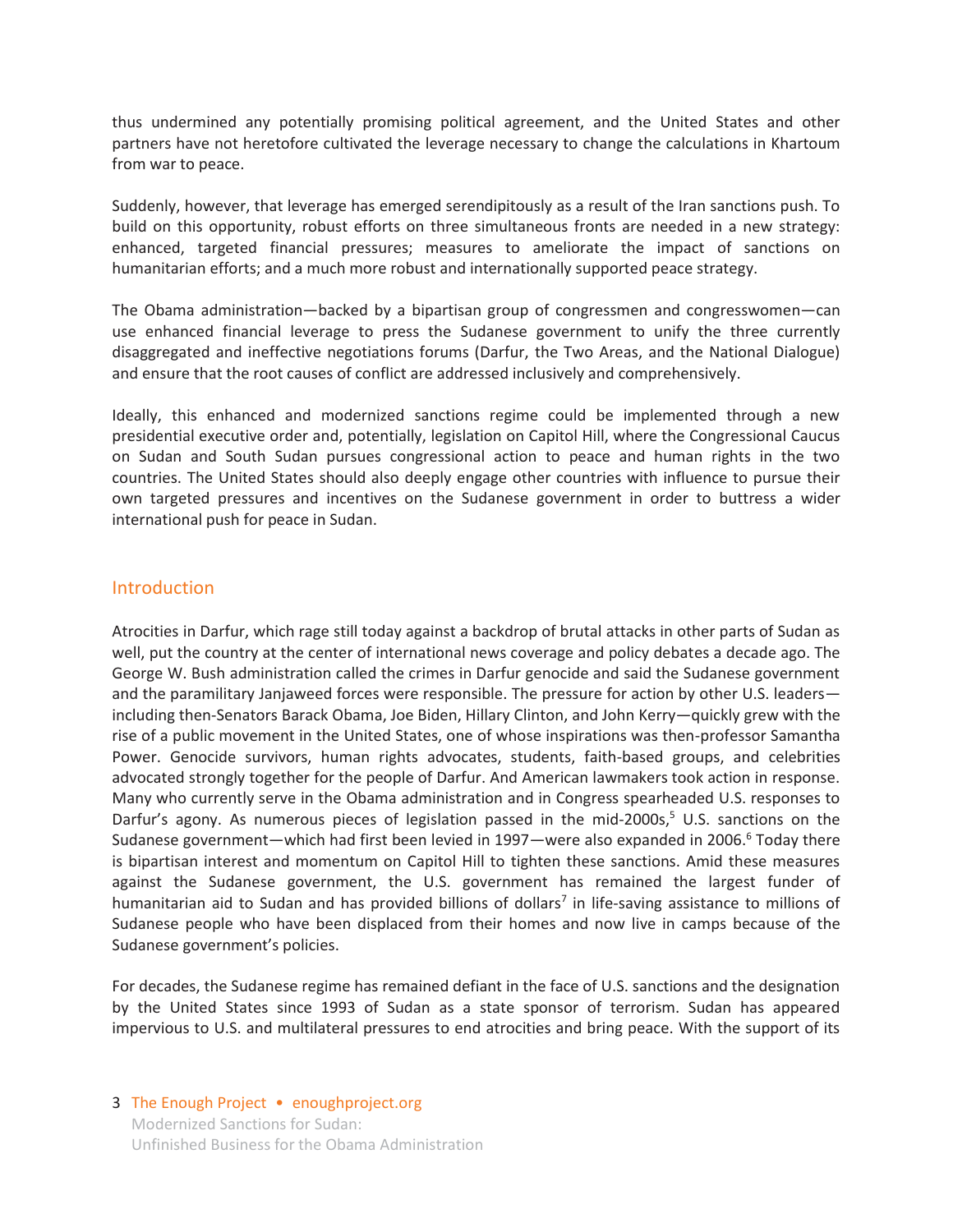thus undermined any potentially promising political agreement, and the United States and other partners have not heretofore cultivated the leverage necessary to change the calculations in Khartoum from war to peace.

Suddenly, however, that leverage has emerged serendipitously as a result of the Iran sanctions push. To build on this opportunity, robust efforts on three simultaneous fronts are needed in a new strategy: enhanced, targeted financial pressures; measures to ameliorate the impact of sanctions on humanitarian efforts; and a much more robust and internationally supported peace strategy.

The Obama administration—backed by a bipartisan group of congressmen and congresswomen—can use enhanced financial leverage to press the Sudanese government to unify the three currently disaggregated and ineffective negotiations forums (Darfur, the Two Areas, and the National Dialogue) and ensure that the root causes of conflict are addressed inclusively and comprehensively.

Ideally, this enhanced and modernized sanctions regime could be implemented through a new presidential executive order and, potentially, legislation on Capitol Hill, where the Congressional Caucus on Sudan and South Sudan pursues congressional action to peace and human rights in the two countries. The United States should also deeply engage other countries with influence to pursue their own targeted pressures and incentives on the Sudanese government in order to buttress a wider international push for peace in Sudan.

## Introduction

Atrocities in Darfur, which rage still today against a backdrop of brutal attacks in other parts of Sudan as well, put the country at the center of international news coverage and policy debates a decade ago. The George W. Bush administration called the crimes in Darfur genocide and said the Sudanese government and the paramilitary Janjaweed forces were responsible. The pressure for action by other U.S. leaders—including then-Senators Barack Obama, Joe Biden, Hillary Clinton, and John Kerry—quickly grew with the rise of a public movement in the United States, one of whose inspirations was then-professor Samantha Power. Genocide survivors, human rights advocates, students, faith-based groups, and celebrities advocated strongly together for the people of Darfur. And American lawmakers took action in response. Many who currently serve in the Obama administration and in Congress spearheaded U.S. responses to Darfur's agony. As numerous pieces of legislation passed in the mid-2000s,[5] U.S. sanctions on the Sudanese government—which had first been levied in 1997—were also expanded in 2006.[6] Today there is bipartisan interest and momentum on Capitol Hill to tighten these sanctions. Amid these measures against the Sudanese government, the U.S. government has remained the largest funder of humanitarian aid to Sudan and has provided billions of dollars[7] in life-saving assistance to millions of Sudanese people who have been displaced from their homes and now live in camps because of the Sudanese government's policies.

For decades, the Sudanese regime has remained defiant in the face of U.S. sanctions and the designation by the United States since 1993 of Sudan as a state sponsor of terrorism. Sudan has appeared impervious to U.S. and multilateral pressures to end atrocities and bring peace. With the support of its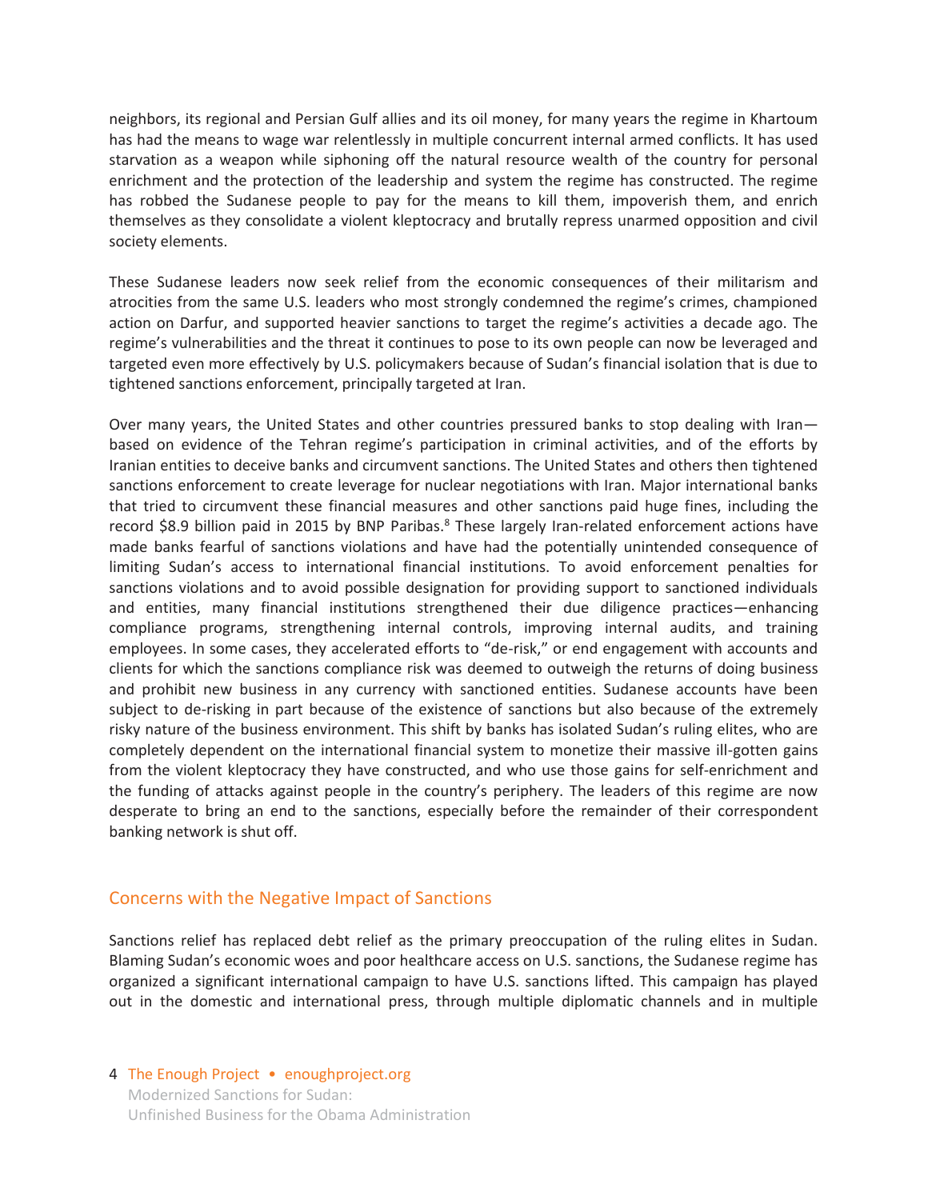neighbors, its regional and Persian Gulf allies and its oil money, for many years the regime in Khartoum has had the means to wage war relentlessly in multiple concurrent internal armed conflicts. It has used starvation as a weapon while siphoning off the natural resource wealth of the country for personal enrichment and the protection of the leadership and system the regime has constructed. The regime has robbed the Sudanese people to pay for the means to kill them, impoverish them, and enrich themselves as they consolidate a violent kleptocracy and brutally repress unarmed opposition and civil society elements.

These Sudanese leaders now seek relief from the economic consequences of their militarism and atrocities from the same U.S. leaders who most strongly condemned the regime's crimes, championed action on Darfur, and supported heavier sanctions to target the regime's activities a decade ago. The regime's vulnerabilities and the threat it continues to pose to its own people can now be leveraged and targeted even more effectively by U.S. policymakers because of Sudan's financial isolation that is due to tightened sanctions enforcement, principally targeted at Iran.

Over many years, the United States and other countries pressured banks to stop dealing with Iran—based on evidence of the Tehran regime's participation in criminal activities, and of the efforts by Iranian entities to deceive banks and circumvent sanctions. The United States and others then tightened sanctions enforcement to create leverage for nuclear negotiations with Iran. Major international banks that tried to circumvent these financial measures and other sanctions paid huge fines, including the record $8.9 billion paid in 2015 by BNP Paribas.[8] These largely Iran-related enforcement actions have made banks fearful of sanctions violations and have had the potentially unintended consequence of limiting Sudan's access to international financial institutions. To avoid enforcement penalties for sanctions violations and to avoid possible designation for providing support to sanctioned individuals and entities, many financial institutions strengthened their due diligence practices—enhancing compliance programs, strengthening internal controls, improving internal audits, and training employees. In some cases, they accelerated efforts to "de-risk," or end engagement with accounts and clients for which the sanctions compliance risk was deemed to outweigh the returns of doing business and prohibit new business in any currency with sanctioned entities. Sudanese accounts have been subject to de-risking in part because of the existence of sanctions but also because of the extremely risky nature of the business environment. This shift by banks has isolated Sudan's ruling elites, who are completely dependent on the international financial system to monetize their massive ill-gotten gains from the violent kleptocracy they have constructed, and who use those gains for self-enrichment and the funding of attacks against people in the country's periphery. The leaders of this regime are now desperate to bring an end to the sanctions, especially before the remainder of their correspondent banking network is shut off.

## Concerns with the Negative Impact of Sanctions

Sanctions relief has replaced debt relief as the primary preoccupation of the ruling elites in Sudan. Blaming Sudan's economic woes and poor healthcare access on U.S. sanctions, the Sudanese regime has organized a significant international campaign to have U.S. sanctions lifted. This campaign has played out in the domestic and international press, through multiple diplomatic channels and in multiple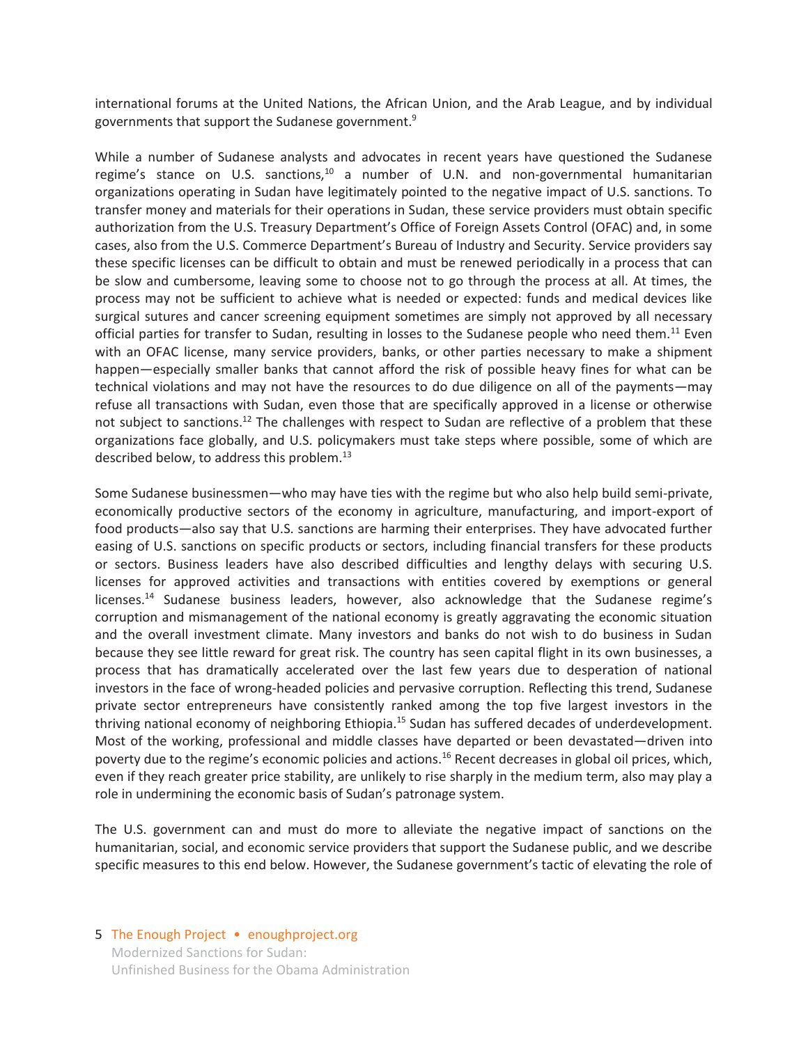international forums at the United Nations, the African Union, and the Arab League, and by individual governments that support the Sudanese government.[9]

While a number of Sudanese analysts and advocates in recent years have questioned the Sudanese regime's stance on U.S. sanctions,[10] a number of U.N. and non-governmental humanitarian organizations operating in Sudan have legitimately pointed to the negative impact of U.S. sanctions. To transfer money and materials for their operations in Sudan, these service providers must obtain specific authorization from the U.S. Treasury Department's Office of Foreign Assets Control (OFAC) and, in some cases, also from the U.S. Commerce Department's Bureau of Industry and Security. Service providers say these specific licenses can be difficult to obtain and must be renewed periodically in a process that can be slow and cumbersome, leaving some to choose not to go through the process at all. At times, the process may not be sufficient to achieve what is needed or expected: funds and medical devices like surgical sutures and cancer screening equipment sometimes are simply not approved by all necessary official parties for transfer to Sudan, resulting in losses to the Sudanese people who need them.[11] Even with an OFAC license, many service providers, banks, or other parties necessary to make a shipment happen—especially smaller banks that cannot afford the risk of possible heavy fines for what can be technical violations and may not have the resources to do due diligence on all of the payments—may refuse all transactions with Sudan, even those that are specifically approved in a license or otherwise not subject to sanctions.[12] The challenges with respect to Sudan are reflective of a problem that these organizations face globally, and U.S. policymakers must take steps where possible, some of which are described below, to address this problem.[13]

Some Sudanese businessmen—who may have ties with the regime but who also help build semi-private, economically productive sectors of the economy in agriculture, manufacturing, and import-export of food products—also say that U.S. sanctions are harming their enterprises. They have advocated further easing of U.S. sanctions on specific products or sectors, including financial transfers for these products or sectors. Business leaders have also described difficulties and lengthy delays with securing U.S. licenses for approved activities and transactions with entities covered by exemptions or general licenses.[14] Sudanese business leaders, however, also acknowledge that the Sudanese regime's corruption and mismanagement of the national economy is greatly aggravating the economic situation and the overall investment climate. Many investors and banks do not wish to do business in Sudan because they see little reward for great risk. The country has seen capital flight in its own businesses, a process that has dramatically accelerated over the last few years due to desperation of national investors in the face of wrong-headed policies and pervasive corruption. Reflecting this trend, Sudanese private sector entrepreneurs have consistently ranked among the top five largest investors in the thriving national economy of neighboring Ethiopia.[15] Sudan has suffered decades of underdevelopment. Most of the working, professional and middle classes have departed or been devastated—driven into poverty due to the regime's economic policies and actions.[16] Recent decreases in global oil prices, which, even if they reach greater price stability, are unlikely to rise sharply in the medium term, also may play a role in undermining the economic basis of Sudan's patronage system.

The U.S. government can and must do more to alleviate the negative impact of sanctions on the humanitarian, social, and economic service providers that support the Sudanese public, and we describe specific measures to this end below. However, the Sudanese government's tactic of elevating the role of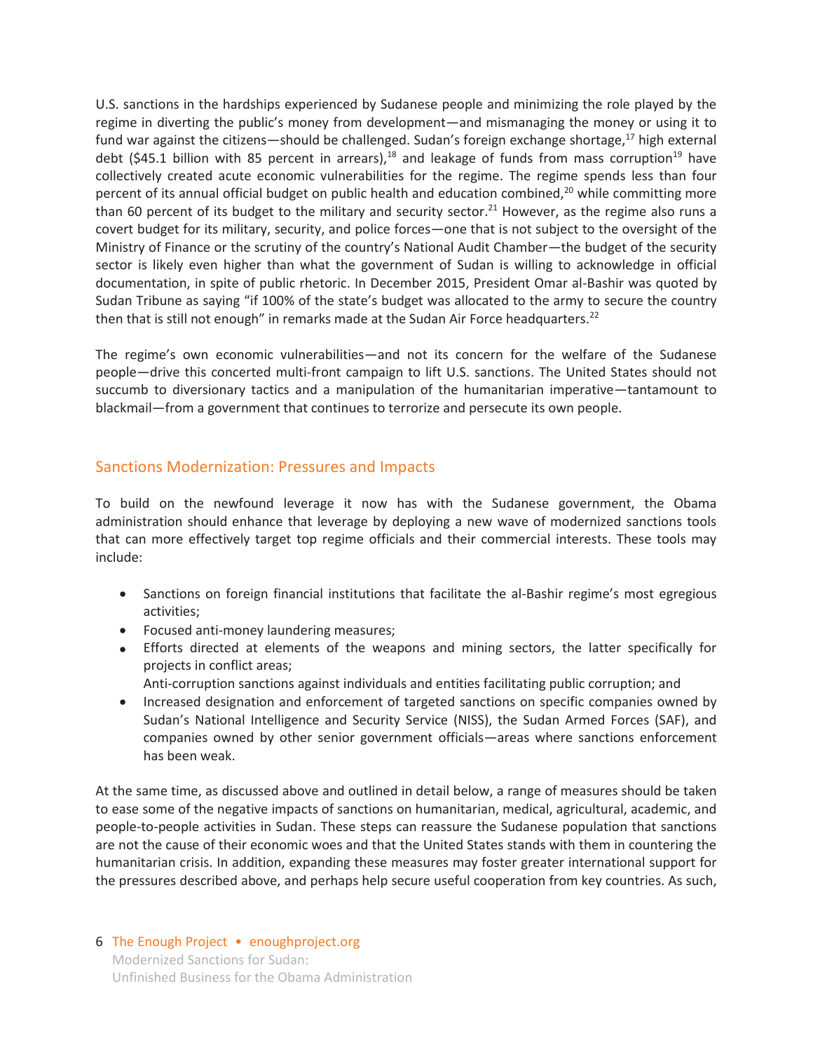U.S. sanctions in the hardships experienced by Sudanese people and minimizing the role played by the regime in diverting the public's money from development—and mismanaging the money or using it to fund war against the citizens—should be challenged. Sudan's foreign exchange shortage,[17] high external debt ($45.1 billion with 85 percent in arrears),[18] and leakage of funds from mass corruption[19] have collectively created acute economic vulnerabilities for the regime. The regime spends less than four percent of its annual official budget on public health and education combined,[20] while committing more than 60 percent of its budget to the military and security sector.[21] However, as the regime also runs a covert budget for its military, security, and police forces—one that is not subject to the oversight of the Ministry of Finance or the scrutiny of the country's National Audit Chamber—the budget of the security sector is likely even higher than what the government of Sudan is willing to acknowledge in official documentation, in spite of public rhetoric. In December 2015, President Omar al-Bashir was quoted by Sudan Tribune as saying "if 100% of the state's budget was allocated to the army to secure the country then that is still not enough" in remarks made at the Sudan Air Force headquarters.[22]

The regime's own economic vulnerabilities—and not its concern for the welfare of the Sudanese people—drive this concerted multi-front campaign to lift U.S. sanctions. The United States should not succumb to diversionary tactics and a manipulation of the humanitarian imperative—tantamount to blackmail—from a government that continues to terrorize and persecute its own people.

## Sanctions Modernization: Pressures and Impacts

To build on the newfound leverage it now has with the Sudanese government, the Obama administration should enhance that leverage by deploying a new wave of modernized sanctions tools that can more effectively target top regime officials and their commercial interests. These tools may include:

- Sanctions on foreign financial institutions that facilitate the al-Bashir regime's most egregious activities;
- Focused anti-money laundering measures;
- Efforts directed at elements of the weapons and mining sectors, the latter specifically for projects in conflict areas;
- Anti-corruption sanctions against individuals and entities facilitating public corruption; and
- Increased designation and enforcement of targeted sanctions on specific companies owned by Sudan's National Intelligence and Security Service (NISS), the Sudan Armed Forces (SAF), and companies owned by other senior government officials—areas where sanctions enforcement has been weak.

At the same time, as discussed above and outlined in detail below, a range of measures should be taken to ease some of the negative impacts of sanctions on humanitarian, medical, agricultural, academic, and people-to-people activities in Sudan. These steps can reassure the Sudanese population that sanctions are not the cause of their economic woes and that the United States stands with them in countering the humanitarian crisis. In addition, expanding these measures may foster greater international support for the pressures described above, and perhaps help secure useful cooperation from key countries. As such,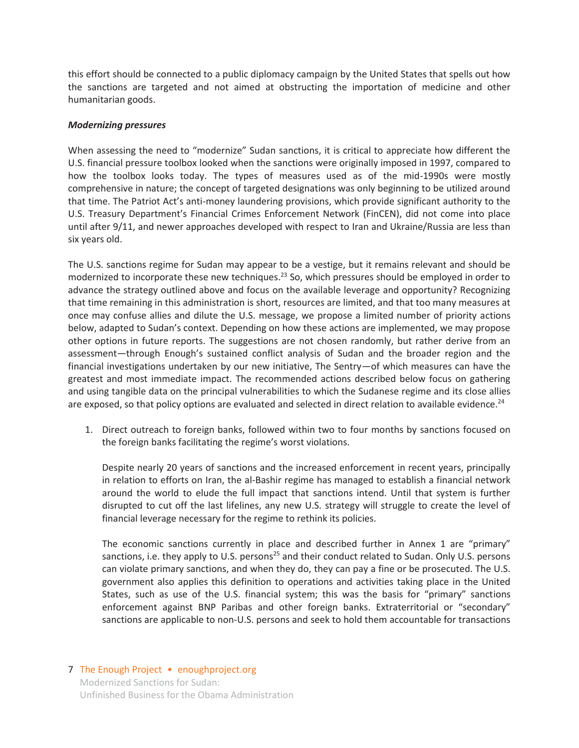this effort should be connected to a public diplomacy campaign by the United States that spells out how the sanctions are targeted and not aimed at obstructing the importation of medicine and other humanitarian goods.

***Modernizing pressures***

When assessing the need to "modernize" Sudan sanctions, it is critical to appreciate how different the U.S. financial pressure toolbox looked when the sanctions were originally imposed in 1997, compared to how the toolbox looks today. The types of measures used as of the mid-1990s were mostly comprehensive in nature; the concept of targeted designations was only beginning to be utilized around that time. The Patriot Act's anti-money laundering provisions, which provide significant authority to the U.S. Treasury Department's Financial Crimes Enforcement Network (FinCEN), did not come into place until after 9/11, and newer approaches developed with respect to Iran and Ukraine/Russia are less than six years old.

The U.S. sanctions regime for Sudan may appear to be a vestige, but it remains relevant and should be modernized to incorporate these new techniques.[23] So, which pressures should be employed in order to advance the strategy outlined above and focus on the available leverage and opportunity? Recognizing that time remaining in this administration is short, resources are limited, and that too many measures at once may confuse allies and dilute the U.S. message, we propose a limited number of priority actions below, adapted to Sudan's context. Depending on how these actions are implemented, we may propose other options in future reports. The suggestions are not chosen randomly, but rather derive from an assessment—through Enough's sustained conflict analysis of Sudan and the broader region and the financial investigations undertaken by our new initiative, The Sentry—of which measures can have the greatest and most immediate impact. The recommended actions described below focus on gathering and using tangible data on the principal vulnerabilities to which the Sudanese regime and its close allies are exposed, so that policy options are evaluated and selected in direct relation to available evidence.[24]

1. Direct outreach to foreign banks, followed within two to four months by sanctions focused on the foreign banks facilitating the regime's worst violations.

   Despite nearly 20 years of sanctions and the increased enforcement in recent years, principally in relation to efforts on Iran, the al-Bashir regime has managed to establish a financial network around the world to elude the full impact that sanctions intend. Until that system is further disrupted to cut off the last lifelines, any new U.S. strategy will struggle to create the level of financial leverage necessary for the regime to rethink its policies.

   The economic sanctions currently in place and described further in Annex 1 are "primary" sanctions, i.e. they apply to U.S. persons[25] and their conduct related to Sudan. Only U.S. persons can violate primary sanctions, and when they do, they can pay a fine or be prosecuted. The U.S. government also applies this definition to operations and activities taking place in the United States, such as use of the U.S. financial system; this was the basis for "primary" sanctions enforcement against BNP Paribas and other foreign banks. Extraterritorial or "secondary" sanctions are applicable to non-U.S. persons and seek to hold them accountable for transactions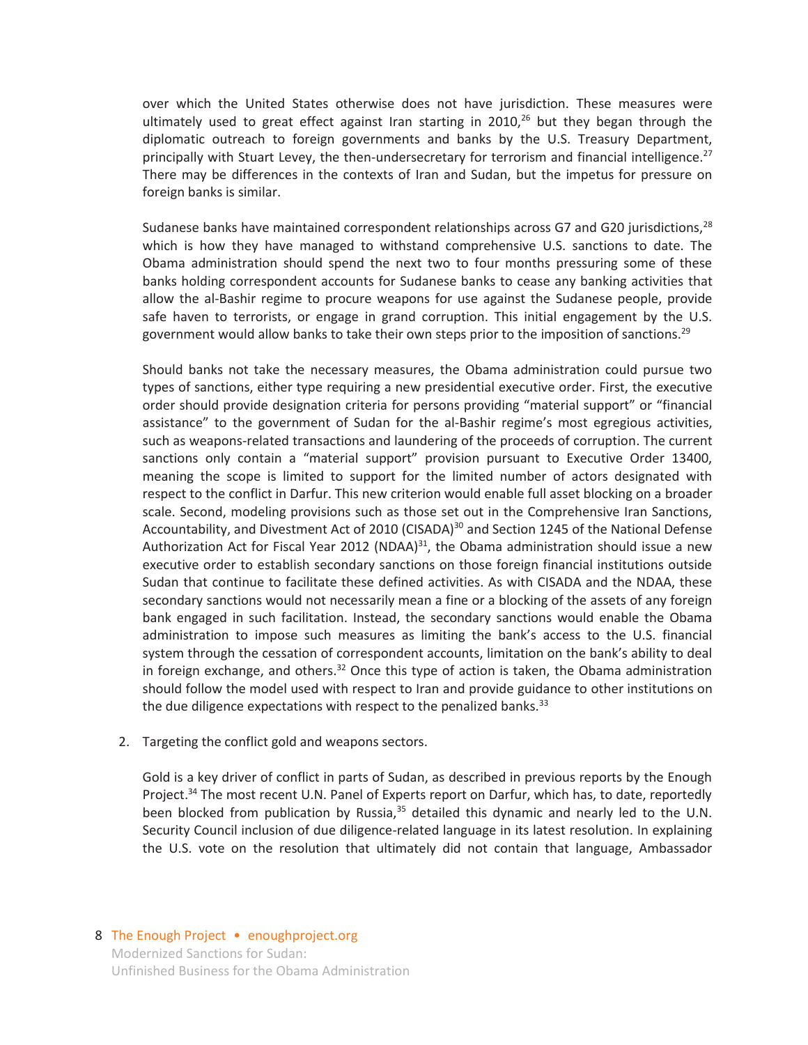over which the United States otherwise does not have jurisdiction. These measures were ultimately used to great effect against Iran starting in 2010,[26] but they began through the diplomatic outreach to foreign governments and banks by the U.S. Treasury Department, principally with Stuart Levey, the then-undersecretary for terrorism and financial intelligence.[27] There may be differences in the contexts of Iran and Sudan, but the impetus for pressure on foreign banks is similar.

Sudanese banks have maintained correspondent relationships across G7 and G20 jurisdictions,[28] which is how they have managed to withstand comprehensive U.S. sanctions to date. The Obama administration should spend the next two to four months pressuring some of these banks holding correspondent accounts for Sudanese banks to cease any banking activities that allow the al-Bashir regime to procure weapons for use against the Sudanese people, provide safe haven to terrorists, or engage in grand corruption. This initial engagement by the U.S. government would allow banks to take their own steps prior to the imposition of sanctions.[29]

Should banks not take the necessary measures, the Obama administration could pursue two types of sanctions, either type requiring a new presidential executive order. First, the executive order should provide designation criteria for persons providing "material support" or "financial assistance" to the government of Sudan for the al-Bashir regime's most egregious activities, such as weapons-related transactions and laundering of the proceeds of corruption. The current sanctions only contain a "material support" provision pursuant to Executive Order 13400, meaning the scope is limited to support for the limited number of actors designated with respect to the conflict in Darfur. This new criterion would enable full asset blocking on a broader scale. Second, modeling provisions such as those set out in the Comprehensive Iran Sanctions, Accountability, and Divestment Act of 2010 (CISADA)[30] and Section 1245 of the National Defense Authorization Act for Fiscal Year 2012 (NDAA)[31], the Obama administration should issue a new executive order to establish secondary sanctions on those foreign financial institutions outside Sudan that continue to facilitate these defined activities. As with CISADA and the NDAA, these secondary sanctions would not necessarily mean a fine or a blocking of the assets of any foreign bank engaged in such facilitation. Instead, the secondary sanctions would enable the Obama administration to impose such measures as limiting the bank's access to the U.S. financial system through the cessation of correspondent accounts, limitation on the bank's ability to deal in foreign exchange, and others.[32] Once this type of action is taken, the Obama administration should follow the model used with respect to Iran and provide guidance to other institutions on the due diligence expectations with respect to the penalized banks.[33]

2. Targeting the conflict gold and weapons sectors.

Gold is a key driver of conflict in parts of Sudan, as described in previous reports by the Enough Project.[34] The most recent U.N. Panel of Experts report on Darfur, which has, to date, reportedly been blocked from publication by Russia,[35] detailed this dynamic and nearly led to the U.N. Security Council inclusion of due diligence-related language in its latest resolution. In explaining the U.S. vote on the resolution that ultimately did not contain that language, Ambassador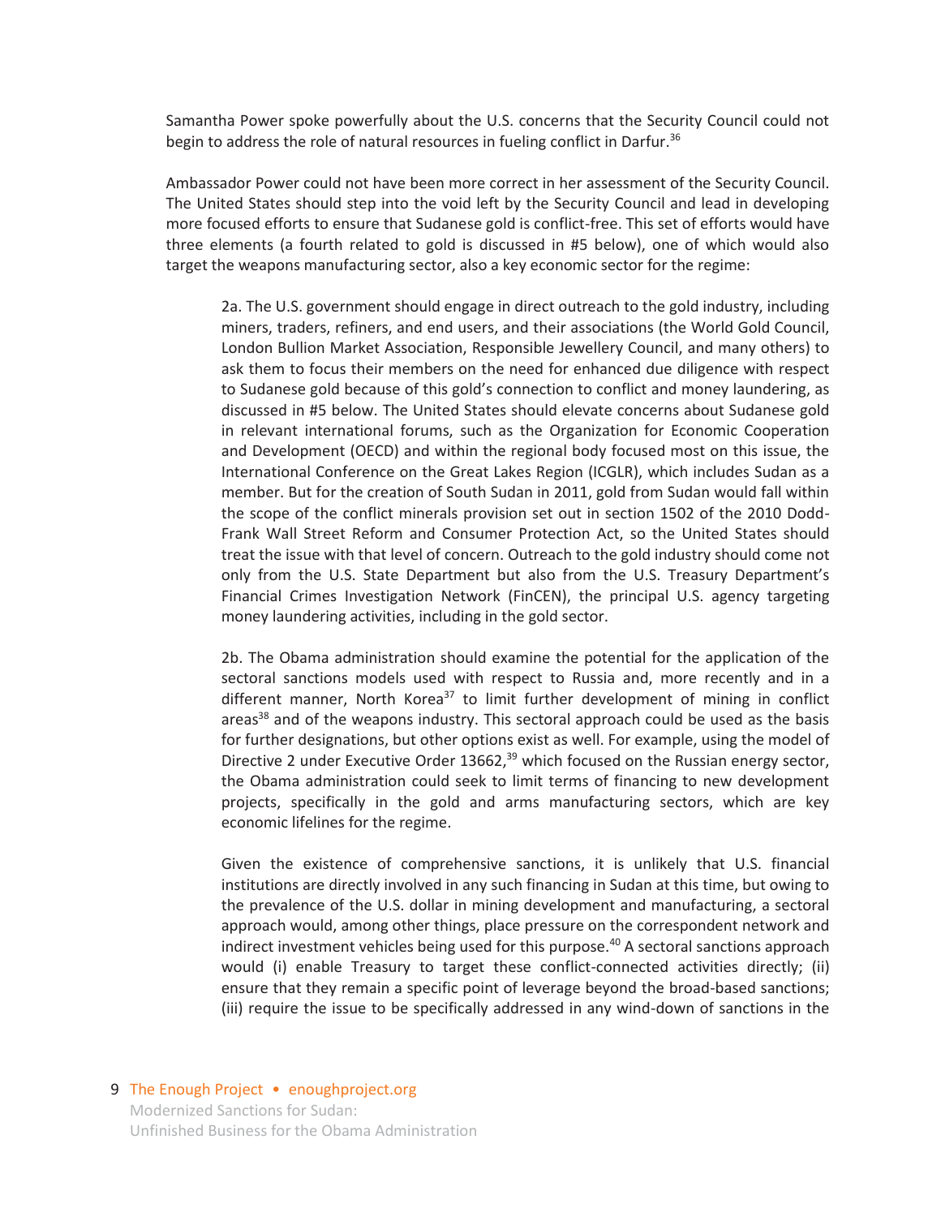Samantha Power spoke powerfully about the U.S. concerns that the Security Council could not begin to address the role of natural resources in fueling conflict in Darfur.[36]

Ambassador Power could not have been more correct in her assessment of the Security Council. The United States should step into the void left by the Security Council and lead in developing more focused efforts to ensure that Sudanese gold is conflict-free. This set of efforts would have three elements (a fourth related to gold is discussed in #5 below), one of which would also target the weapons manufacturing sector, also a key economic sector for the regime:

> 2a. The U.S. government should engage in direct outreach to the gold industry, including miners, traders, refiners, and end users, and their associations (the World Gold Council, London Bullion Market Association, Responsible Jewellery Council, and many others) to ask them to focus their members on the need for enhanced due diligence with respect to Sudanese gold because of this gold's connection to conflict and money laundering, as discussed in #5 below. The United States should elevate concerns about Sudanese gold in relevant international forums, such as the Organization for Economic Cooperation and Development (OECD) and within the regional body focused most on this issue, the International Conference on the Great Lakes Region (ICGLR), which includes Sudan as a member. But for the creation of South Sudan in 2011, gold from Sudan would fall within the scope of the conflict minerals provision set out in section 1502 of the 2010 Dodd-Frank Wall Street Reform and Consumer Protection Act, so the United States should treat the issue with that level of concern. Outreach to the gold industry should come not only from the U.S. State Department but also from the U.S. Treasury Department's Financial Crimes Investigation Network (FinCEN), the principal U.S. agency targeting money laundering activities, including in the gold sector.
>
> 2b. The Obama administration should examine the potential for the application of the sectoral sanctions models used with respect to Russia and, more recently and in a different manner, North Korea[37] to limit further development of mining in conflict areas[38] and of the weapons industry. This sectoral approach could be used as the basis for further designations, but other options exist as well. For example, using the model of Directive 2 under Executive Order 13662,[39] which focused on the Russian energy sector, the Obama administration could seek to limit terms of financing to new development projects, specifically in the gold and arms manufacturing sectors, which are key economic lifelines for the regime.
>
> Given the existence of comprehensive sanctions, it is unlikely that U.S. financial institutions are directly involved in any such financing in Sudan at this time, but owing to the prevalence of the U.S. dollar in mining development and manufacturing, a sectoral approach would, among other things, place pressure on the correspondent network and indirect investment vehicles being used for this purpose.[40] A sectoral sanctions approach would (i) enable Treasury to target these conflict-connected activities directly; (ii) ensure that they remain a specific point of leverage beyond the broad-based sanctions; (iii) require the issue to be specifically addressed in any wind-down of sanctions in the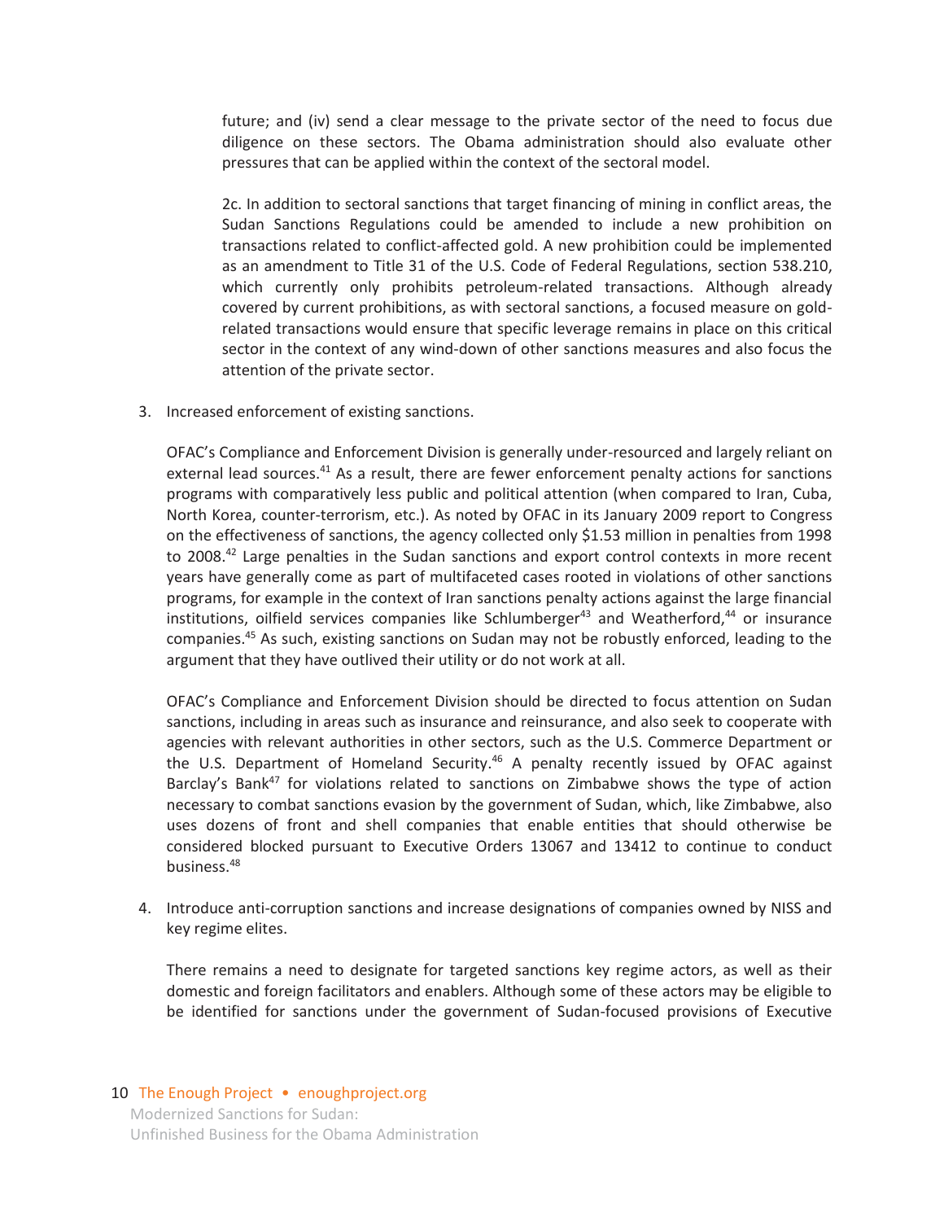future; and (iv) send a clear message to the private sector of the need to focus due diligence on these sectors. The Obama administration should also evaluate other pressures that can be applied within the context of the sectoral model.

2c. In addition to sectoral sanctions that target financing of mining in conflict areas, the Sudan Sanctions Regulations could be amended to include a new prohibition on transactions related to conflict-affected gold. A new prohibition could be implemented as an amendment to Title 31 of the U.S. Code of Federal Regulations, section 538.210, which currently only prohibits petroleum-related transactions. Although already covered by current prohibitions, as with sectoral sanctions, a focused measure on gold-related transactions would ensure that specific leverage remains in place on this critical sector in the context of any wind-down of other sanctions measures and also focus the attention of the private sector.

3. Increased enforcement of existing sanctions.

   OFAC's Compliance and Enforcement Division is generally under-resourced and largely reliant on external lead sources.[41] As a result, there are fewer enforcement penalty actions for sanctions programs with comparatively less public and political attention (when compared to Iran, Cuba, North Korea, counter-terrorism, etc.). As noted by OFAC in its January 2009 report to Congress on the effectiveness of sanctions, the agency collected only $1.53 million in penalties from 1998 to 2008.[42] Large penalties in the Sudan sanctions and export control contexts in more recent years have generally come as part of multifaceted cases rooted in violations of other sanctions programs, for example in the context of Iran sanctions penalty actions against the large financial institutions, oilfield services companies like Schlumberger[43] and Weatherford,[44] or insurance companies.[45] As such, existing sanctions on Sudan may not be robustly enforced, leading to the argument that they have outlived their utility or do not work at all.

   OFAC's Compliance and Enforcement Division should be directed to focus attention on Sudan sanctions, including in areas such as insurance and reinsurance, and also seek to cooperate with agencies with relevant authorities in other sectors, such as the U.S. Commerce Department or the U.S. Department of Homeland Security.[46] A penalty recently issued by OFAC against Barclay's Bank[47] for violations related to sanctions on Zimbabwe shows the type of action necessary to combat sanctions evasion by the government of Sudan, which, like Zimbabwe, also uses dozens of front and shell companies that enable entities that should otherwise be considered blocked pursuant to Executive Orders 13067 and 13412 to continue to conduct business.[48]

4. Introduce anti-corruption sanctions and increase designations of companies owned by NISS and key regime elites.

   There remains a need to designate for targeted sanctions key regime actors, as well as their domestic and foreign facilitators and enablers. Although some of these actors may be eligible to be identified for sanctions under the government of Sudan-focused provisions of Executive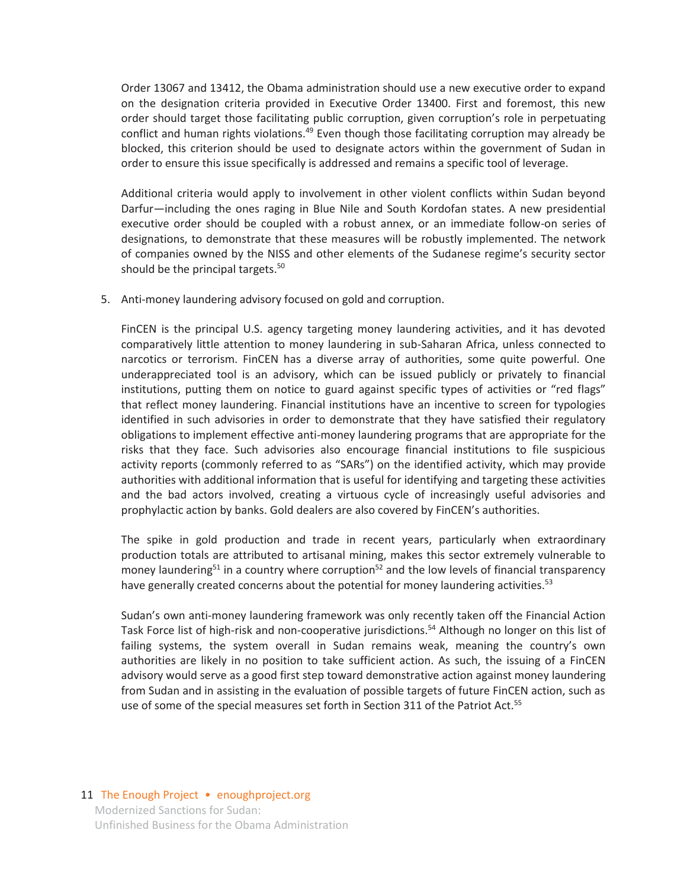Order 13067 and 13412, the Obama administration should use a new executive order to expand on the designation criteria provided in Executive Order 13400. First and foremost, this new order should target those facilitating public corruption, given corruption's role in perpetuating conflict and human rights violations.[49] Even though those facilitating corruption may already be blocked, this criterion should be used to designate actors within the government of Sudan in order to ensure this issue specifically is addressed and remains a specific tool of leverage.

Additional criteria would apply to involvement in other violent conflicts within Sudan beyond Darfur—including the ones raging in Blue Nile and South Kordofan states. A new presidential executive order should be coupled with a robust annex, or an immediate follow-on series of designations, to demonstrate that these measures will be robustly implemented. The network of companies owned by the NISS and other elements of the Sudanese regime's security sector should be the principal targets.[50]

5. Anti-money laundering advisory focused on gold and corruption.

   FinCEN is the principal U.S. agency targeting money laundering activities, and it has devoted comparatively little attention to money laundering in sub-Saharan Africa, unless connected to narcotics or terrorism. FinCEN has a diverse array of authorities, some quite powerful. One underappreciated tool is an advisory, which can be issued publicly or privately to financial institutions, putting them on notice to guard against specific types of activities or "red flags" that reflect money laundering. Financial institutions have an incentive to screen for typologies identified in such advisories in order to demonstrate that they have satisfied their regulatory obligations to implement effective anti-money laundering programs that are appropriate for the risks that they face. Such advisories also encourage financial institutions to file suspicious activity reports (commonly referred to as "SARs") on the identified activity, which may provide authorities with additional information that is useful for identifying and targeting these activities and the bad actors involved, creating a virtuous cycle of increasingly useful advisories and prophylactic action by banks. Gold dealers are also covered by FinCEN's authorities.

   The spike in gold production and trade in recent years, particularly when extraordinary production totals are attributed to artisanal mining, makes this sector extremely vulnerable to money laundering[51] in a country where corruption[52] and the low levels of financial transparency have generally created concerns about the potential for money laundering activities.[53]

   Sudan's own anti-money laundering framework was only recently taken off the Financial Action Task Force list of high-risk and non-cooperative jurisdictions.[54] Although no longer on this list of failing systems, the system overall in Sudan remains weak, meaning the country's own authorities are likely in no position to take sufficient action. As such, the issuing of a FinCEN advisory would serve as a good first step toward demonstrative action against money laundering from Sudan and in assisting in the evaluation of possible targets of future FinCEN action, such as use of some of the special measures set forth in Section 311 of the Patriot Act.[55]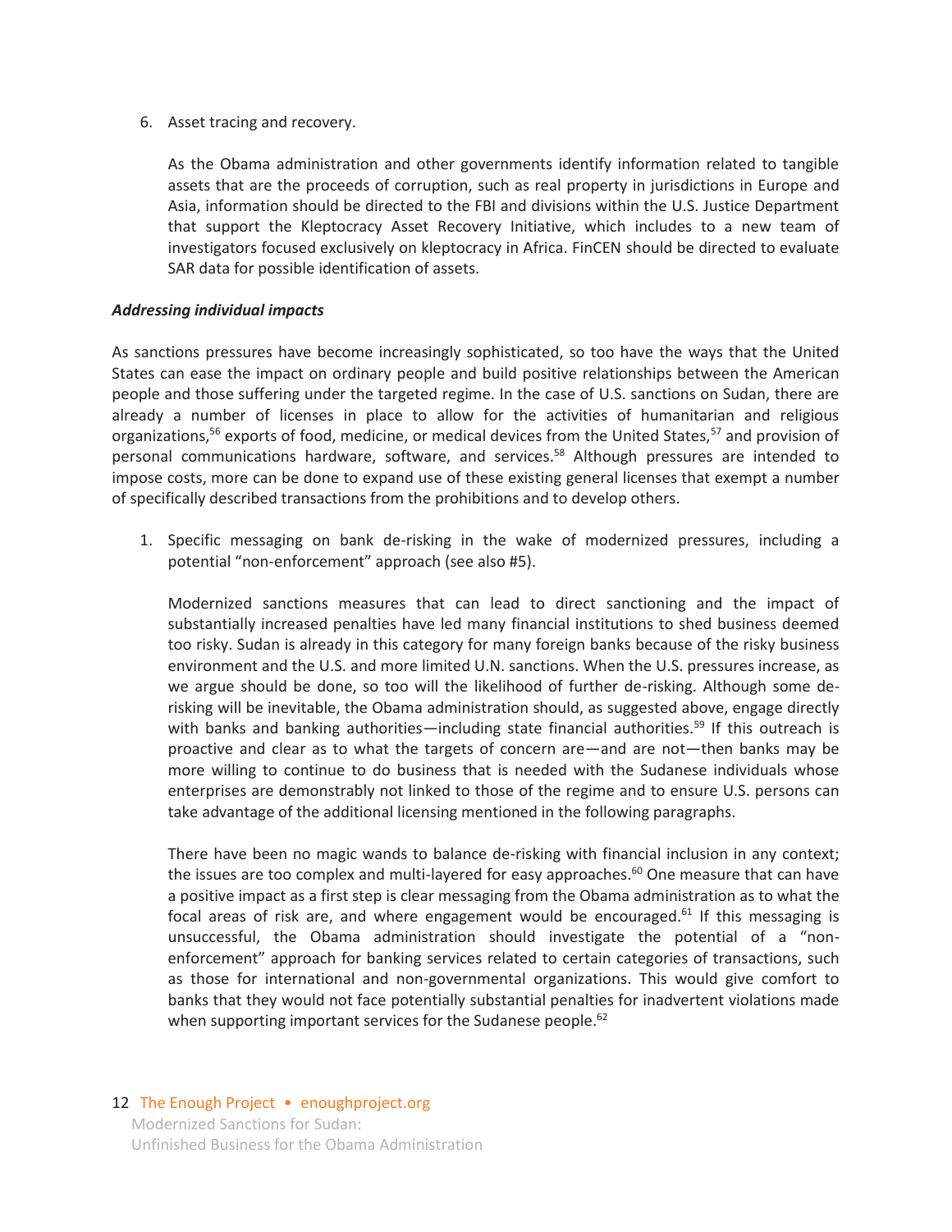6. Asset tracing and recovery.

   As the Obama administration and other governments identify information related to tangible assets that are the proceeds of corruption, such as real property in jurisdictions in Europe and Asia, information should be directed to the FBI and divisions within the U.S. Justice Department that support the Kleptocracy Asset Recovery Initiative, which includes to a new team of investigators focused exclusively on kleptocracy in Africa. FinCEN should be directed to evaluate SAR data for possible identification of assets.

***Addressing individual impacts***

As sanctions pressures have become increasingly sophisticated, so too have the ways that the United States can ease the impact on ordinary people and build positive relationships between the American people and those suffering under the targeted regime. In the case of U.S. sanctions on Sudan, there are already a number of licenses in place to allow for the activities of humanitarian and religious organizations,[56] exports of food, medicine, or medical devices from the United States,[57] and provision of personal communications hardware, software, and services.[58] Although pressures are intended to impose costs, more can be done to expand use of these existing general licenses that exempt a number of specifically described transactions from the prohibitions and to develop others.

1. Specific messaging on bank de-risking in the wake of modernized pressures, including a potential "non-enforcement" approach (see also #5).

   Modernized sanctions measures that can lead to direct sanctioning and the impact of substantially increased penalties have led many financial institutions to shed business deemed too risky. Sudan is already in this category for many foreign banks because of the risky business environment and the U.S. and more limited U.N. sanctions. When the U.S. pressures increase, as we argue should be done, so too will the likelihood of further de-risking. Although some de-risking will be inevitable, the Obama administration should, as suggested above, engage directly with banks and banking authorities—including state financial authorities.[59] If this outreach is proactive and clear as to what the targets of concern are—and are not—then banks may be more willing to continue to do business that is needed with the Sudanese individuals whose enterprises are demonstrably not linked to those of the regime and to ensure U.S. persons can take advantage of the additional licensing mentioned in the following paragraphs.

   There have been no magic wands to balance de-risking with financial inclusion in any context; the issues are too complex and multi-layered for easy approaches.[60] One measure that can have a positive impact as a first step is clear messaging from the Obama administration as to what the focal areas of risk are, and where engagement would be encouraged.[61] If this messaging is unsuccessful, the Obama administration should investigate the potential of a "non-enforcement" approach for banking services related to certain categories of transactions, such as those for international and non-governmental organizations. This would give comfort to banks that they would not face potentially substantial penalties for inadvertent violations made when supporting important services for the Sudanese people.[62]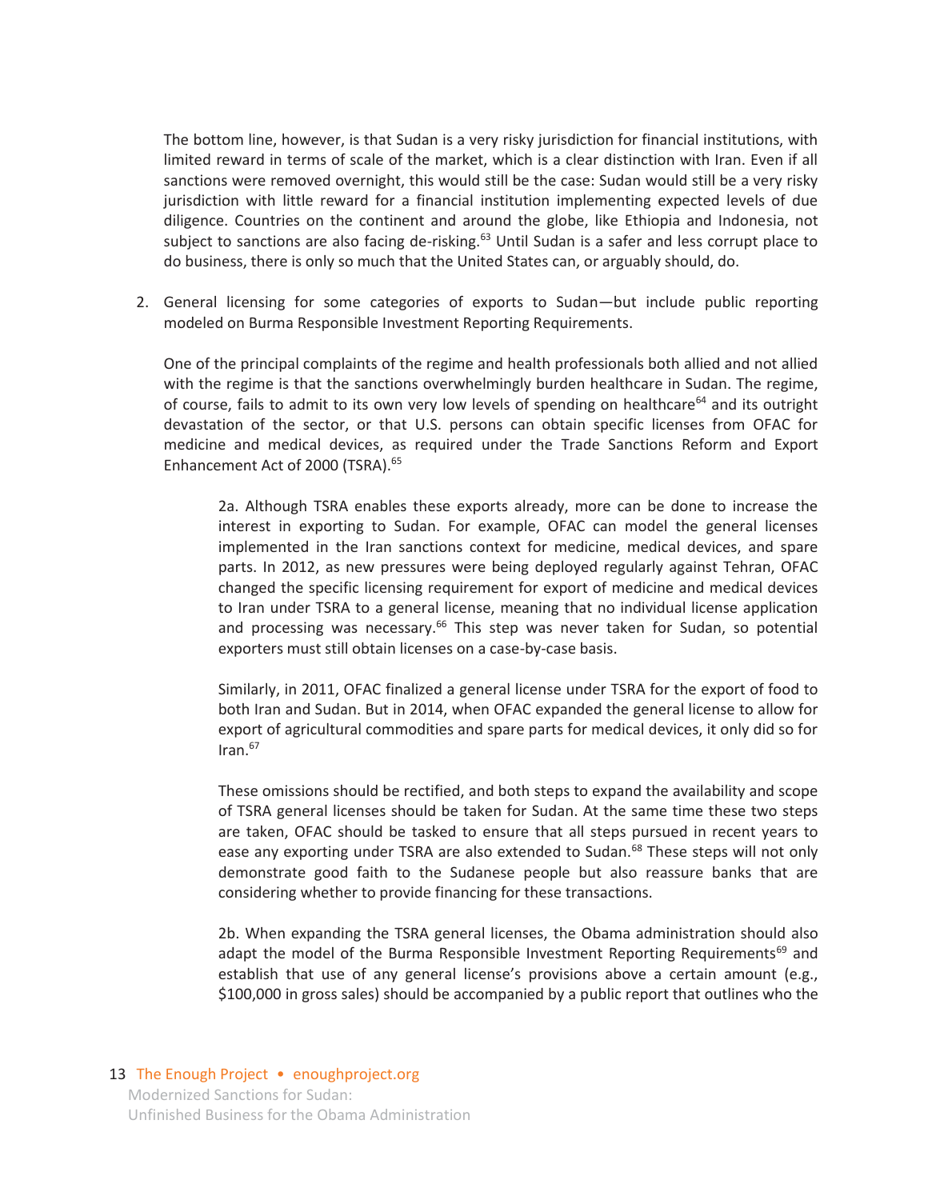The bottom line, however, is that Sudan is a very risky jurisdiction for financial institutions, with limited reward in terms of scale of the market, which is a clear distinction with Iran. Even if all sanctions were removed overnight, this would still be the case: Sudan would still be a very risky jurisdiction with little reward for a financial institution implementing expected levels of due diligence. Countries on the continent and around the globe, like Ethiopia and Indonesia, not subject to sanctions are also facing de-risking.[63] Until Sudan is a safer and less corrupt place to do business, there is only so much that the United States can, or arguably should, do.

2. General licensing for some categories of exports to Sudan—but include public reporting modeled on Burma Responsible Investment Reporting Requirements.

   One of the principal complaints of the regime and health professionals both allied and not allied with the regime is that the sanctions overwhelmingly burden healthcare in Sudan. The regime, of course, fails to admit to its own very low levels of spending on healthcare[64] and its outright devastation of the sector, or that U.S. persons can obtain specific licenses from OFAC for medicine and medical devices, as required under the Trade Sanctions Reform and Export Enhancement Act of 2000 (TSRA).[65]

   2a. Although TSRA enables these exports already, more can be done to increase the interest in exporting to Sudan. For example, OFAC can model the general licenses implemented in the Iran sanctions context for medicine, medical devices, and spare parts. In 2012, as new pressures were being deployed regularly against Tehran, OFAC changed the specific licensing requirement for export of medicine and medical devices to Iran under TSRA to a general license, meaning that no individual license application and processing was necessary.[66] This step was never taken for Sudan, so potential exporters must still obtain licenses on a case-by-case basis.

   Similarly, in 2011, OFAC finalized a general license under TSRA for the export of food to both Iran and Sudan. But in 2014, when OFAC expanded the general license to allow for export of agricultural commodities and spare parts for medical devices, it only did so for Iran.[67]

   These omissions should be rectified, and both steps to expand the availability and scope of TSRA general licenses should be taken for Sudan. At the same time these two steps are taken, OFAC should be tasked to ensure that all steps pursued in recent years to ease any exporting under TSRA are also extended to Sudan.[68] These steps will not only demonstrate good faith to the Sudanese people but also reassure banks that are considering whether to provide financing for these transactions.

   2b. When expanding the TSRA general licenses, the Obama administration should also adapt the model of the Burma Responsible Investment Reporting Requirements[69] and establish that use of any general license's provisions above a certain amount (e.g., $100,000 in gross sales) should be accompanied by a public report that outlines who the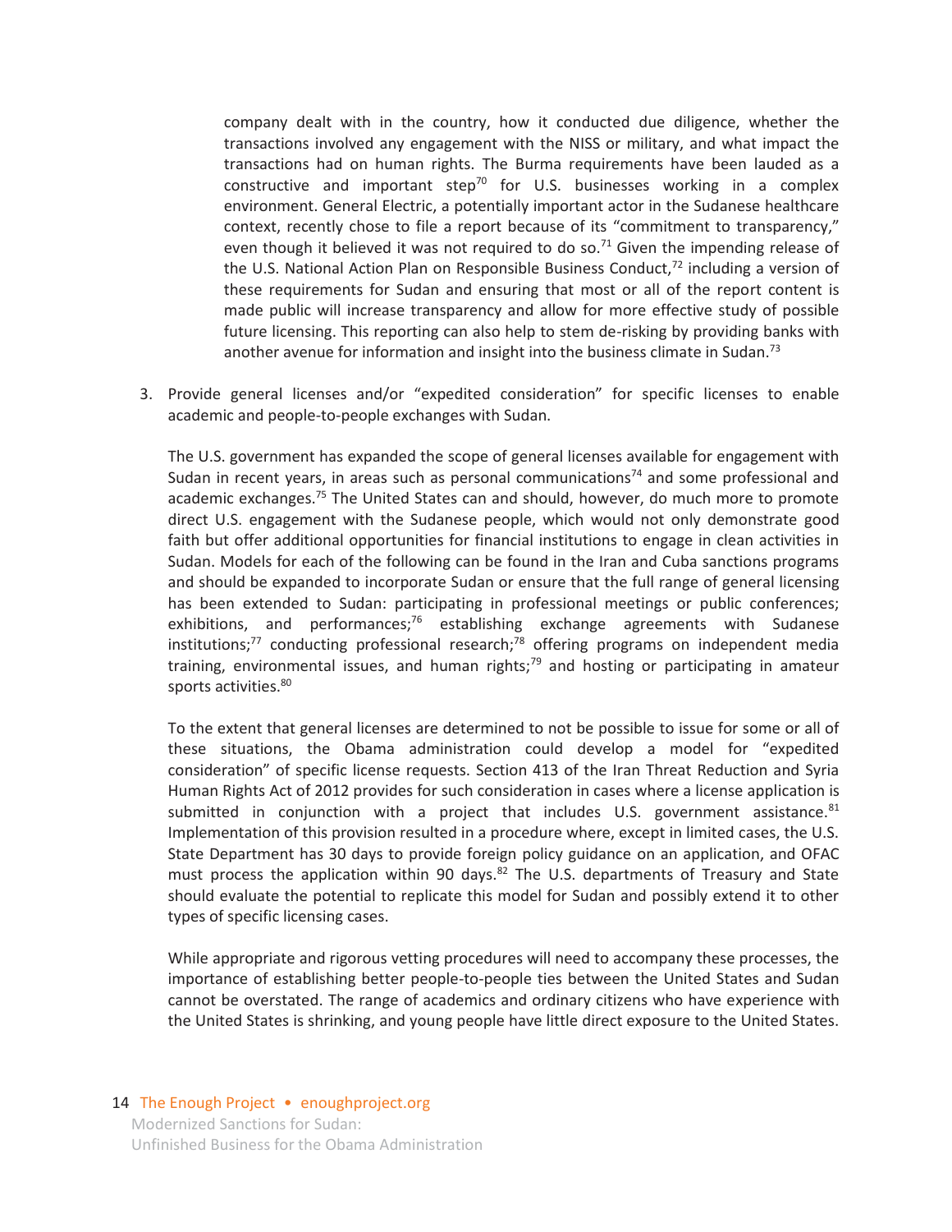company dealt with in the country, how it conducted due diligence, whether the transactions involved any engagement with the NISS or military, and what impact the transactions had on human rights. The Burma requirements have been lauded as a constructive and important step[70] for U.S. businesses working in a complex environment. General Electric, a potentially important actor in the Sudanese healthcare context, recently chose to file a report because of its "commitment to transparency," even though it believed it was not required to do so.[71] Given the impending release of the U.S. National Action Plan on Responsible Business Conduct,[72] including a version of these requirements for Sudan and ensuring that most or all of the report content is made public will increase transparency and allow for more effective study of possible future licensing. This reporting can also help to stem de-risking by providing banks with another avenue for information and insight into the business climate in Sudan.[73]

3. Provide general licenses and/or "expedited consideration" for specific licenses to enable academic and people-to-people exchanges with Sudan.

   The U.S. government has expanded the scope of general licenses available for engagement with Sudan in recent years, in areas such as personal communications[74] and some professional and academic exchanges.[75] The United States can and should, however, do much more to promote direct U.S. engagement with the Sudanese people, which would not only demonstrate good faith but offer additional opportunities for financial institutions to engage in clean activities in Sudan. Models for each of the following can be found in the Iran and Cuba sanctions programs and should be expanded to incorporate Sudan or ensure that the full range of general licensing has been extended to Sudan: participating in professional meetings or public conferences; exhibitions, and performances;[76] establishing exchange agreements with Sudanese institutions;[77] conducting professional research;[78] offering programs on independent media training, environmental issues, and human rights;[79] and hosting or participating in amateur sports activities.[80]

   To the extent that general licenses are determined to not be possible to issue for some or all of these situations, the Obama administration could develop a model for "expedited consideration" of specific license requests. Section 413 of the Iran Threat Reduction and Syria Human Rights Act of 2012 provides for such consideration in cases where a license application is submitted in conjunction with a project that includes U.S. government assistance.[81] Implementation of this provision resulted in a procedure where, except in limited cases, the U.S. State Department has 30 days to provide foreign policy guidance on an application, and OFAC must process the application within 90 days.[82] The U.S. departments of Treasury and State should evaluate the potential to replicate this model for Sudan and possibly extend it to other types of specific licensing cases.

   While appropriate and rigorous vetting procedures will need to accompany these processes, the importance of establishing better people-to-people ties between the United States and Sudan cannot be overstated. The range of academics and ordinary citizens who have experience with the United States is shrinking, and young people have little direct exposure to the United States.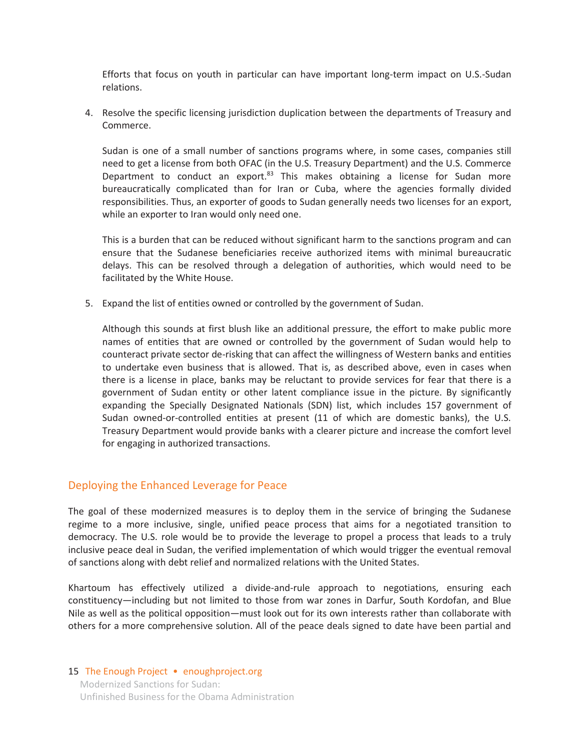Efforts that focus on youth in particular can have important long-term impact on U.S.-Sudan relations.

4. Resolve the specific licensing jurisdiction duplication between the departments of Treasury and Commerce.

   Sudan is one of a small number of sanctions programs where, in some cases, companies still need to get a license from both OFAC (in the U.S. Treasury Department) and the U.S. Commerce Department to conduct an export.[83] This makes obtaining a license for Sudan more bureaucratically complicated than for Iran or Cuba, where the agencies formally divided responsibilities. Thus, an exporter of goods to Sudan generally needs two licenses for an export, while an exporter to Iran would only need one.

   This is a burden that can be reduced without significant harm to the sanctions program and can ensure that the Sudanese beneficiaries receive authorized items with minimal bureaucratic delays. This can be resolved through a delegation of authorities, which would need to be facilitated by the White House.

5. Expand the list of entities owned or controlled by the government of Sudan.

   Although this sounds at first blush like an additional pressure, the effort to make public more names of entities that are owned or controlled by the government of Sudan would help to counteract private sector de-risking that can affect the willingness of Western banks and entities to undertake even business that is allowed. That is, as described above, even in cases when there is a license in place, banks may be reluctant to provide services for fear that there is a government of Sudan entity or other latent compliance issue in the picture. By significantly expanding the Specially Designated Nationals (SDN) list, which includes 157 government of Sudan owned-or-controlled entities at present (11 of which are domestic banks), the U.S. Treasury Department would provide banks with a clearer picture and increase the comfort level for engaging in authorized transactions.

## Deploying the Enhanced Leverage for Peace

The goal of these modernized measures is to deploy them in the service of bringing the Sudanese regime to a more inclusive, single, unified peace process that aims for a negotiated transition to democracy. The U.S. role would be to provide the leverage to propel a process that leads to a truly inclusive peace deal in Sudan, the verified implementation of which would trigger the eventual removal of sanctions along with debt relief and normalized relations with the United States.

Khartoum has effectively utilized a divide-and-rule approach to negotiations, ensuring each constituency—including but not limited to those from war zones in Darfur, South Kordofan, and Blue Nile as well as the political opposition—must look out for its own interests rather than collaborate with others for a more comprehensive solution. All of the peace deals signed to date have been partial and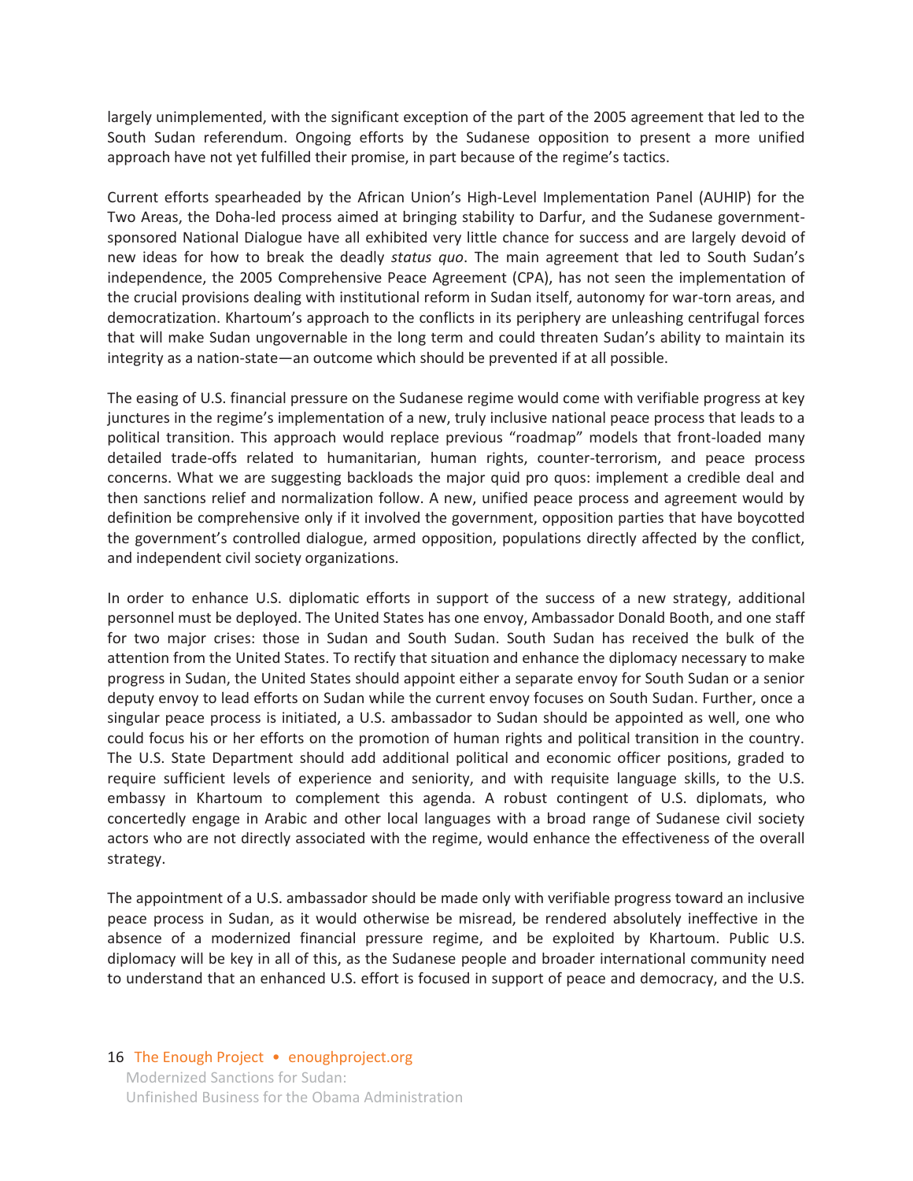largely unimplemented, with the significant exception of the part of the 2005 agreement that led to the South Sudan referendum. Ongoing efforts by the Sudanese opposition to present a more unified approach have not yet fulfilled their promise, in part because of the regime's tactics.

Current efforts spearheaded by the African Union's High-Level Implementation Panel (AUHIP) for the Two Areas, the Doha-led process aimed at bringing stability to Darfur, and the Sudanese government-sponsored National Dialogue have all exhibited very little chance for success and are largely devoid of new ideas for how to break the deadly *status quo*. The main agreement that led to South Sudan's independence, the 2005 Comprehensive Peace Agreement (CPA), has not seen the implementation of the crucial provisions dealing with institutional reform in Sudan itself, autonomy for war-torn areas, and democratization. Khartoum's approach to the conflicts in its periphery are unleashing centrifugal forces that will make Sudan ungovernable in the long term and could threaten Sudan's ability to maintain its integrity as a nation-state—an outcome which should be prevented if at all possible.

The easing of U.S. financial pressure on the Sudanese regime would come with verifiable progress at key junctures in the regime's implementation of a new, truly inclusive national peace process that leads to a political transition. This approach would replace previous "roadmap" models that front-loaded many detailed trade-offs related to humanitarian, human rights, counter-terrorism, and peace process concerns. What we are suggesting backloads the major quid pro quos: implement a credible deal and then sanctions relief and normalization follow. A new, unified peace process and agreement would by definition be comprehensive only if it involved the government, opposition parties that have boycotted the government's controlled dialogue, armed opposition, populations directly affected by the conflict, and independent civil society organizations.

In order to enhance U.S. diplomatic efforts in support of the success of a new strategy, additional personnel must be deployed. The United States has one envoy, Ambassador Donald Booth, and one staff for two major crises: those in Sudan and South Sudan. South Sudan has received the bulk of the attention from the United States. To rectify that situation and enhance the diplomacy necessary to make progress in Sudan, the United States should appoint either a separate envoy for South Sudan or a senior deputy envoy to lead efforts on Sudan while the current envoy focuses on South Sudan. Further, once a singular peace process is initiated, a U.S. ambassador to Sudan should be appointed as well, one who could focus his or her efforts on the promotion of human rights and political transition in the country. The U.S. State Department should add additional political and economic officer positions, graded to require sufficient levels of experience and seniority, and with requisite language skills, to the U.S. embassy in Khartoum to complement this agenda. A robust contingent of U.S. diplomats, who concertedly engage in Arabic and other local languages with a broad range of Sudanese civil society actors who are not directly associated with the regime, would enhance the effectiveness of the overall strategy.

The appointment of a U.S. ambassador should be made only with verifiable progress toward an inclusive peace process in Sudan, as it would otherwise be misread, be rendered absolutely ineffective in the absence of a modernized financial pressure regime, and be exploited by Khartoum. Public U.S. diplomacy will be key in all of this, as the Sudanese people and broader international community need to understand that an enhanced U.S. effort is focused in support of peace and democracy, and the U.S.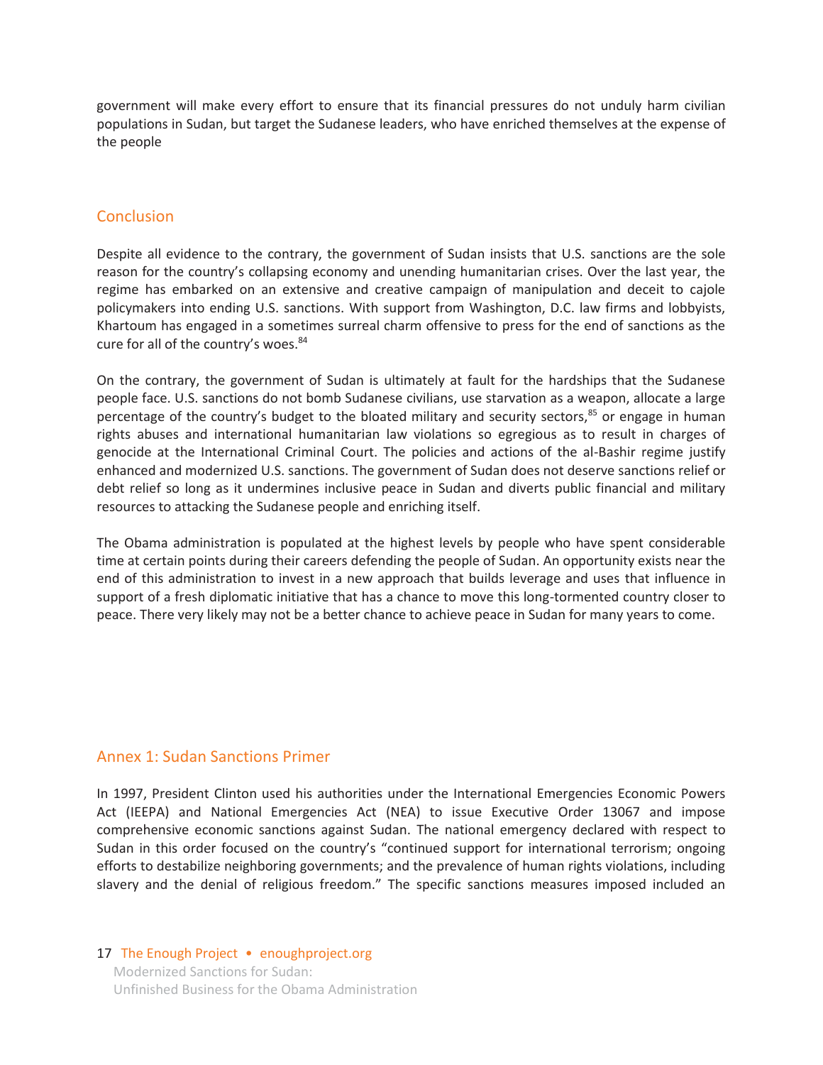government will make every effort to ensure that its financial pressures do not unduly harm civilian populations in Sudan, but target the Sudanese leaders, who have enriched themselves at the expense of the people

## Conclusion

Despite all evidence to the contrary, the government of Sudan insists that U.S. sanctions are the sole reason for the country's collapsing economy and unending humanitarian crises. Over the last year, the regime has embarked on an extensive and creative campaign of manipulation and deceit to cajole policymakers into ending U.S. sanctions. With support from Washington, D.C. law firms and lobbyists, Khartoum has engaged in a sometimes surreal charm offensive to press for the end of sanctions as the cure for all of the country's woes.[84]

On the contrary, the government of Sudan is ultimately at fault for the hardships that the Sudanese people face. U.S. sanctions do not bomb Sudanese civilians, use starvation as a weapon, allocate a large percentage of the country's budget to the bloated military and security sectors,[85] or engage in human rights abuses and international humanitarian law violations so egregious as to result in charges of genocide at the International Criminal Court. The policies and actions of the al-Bashir regime justify enhanced and modernized U.S. sanctions. The government of Sudan does not deserve sanctions relief or debt relief so long as it undermines inclusive peace in Sudan and diverts public financial and military resources to attacking the Sudanese people and enriching itself.

The Obama administration is populated at the highest levels by people who have spent considerable time at certain points during their careers defending the people of Sudan. An opportunity exists near the end of this administration to invest in a new approach that builds leverage and uses that influence in support of a fresh diplomatic initiative that has a chance to move this long-tormented country closer to peace. There very likely may not be a better chance to achieve peace in Sudan for many years to come.

## Annex 1: Sudan Sanctions Primer

In 1997, President Clinton used his authorities under the International Emergencies Economic Powers Act (IEEPA) and National Emergencies Act (NEA) to issue Executive Order 13067 and impose comprehensive economic sanctions against Sudan. The national emergency declared with respect to Sudan in this order focused on the country's "continued support for international terrorism; ongoing efforts to destabilize neighboring governments; and the prevalence of human rights violations, including slavery and the denial of religious freedom." The specific sanctions measures imposed included an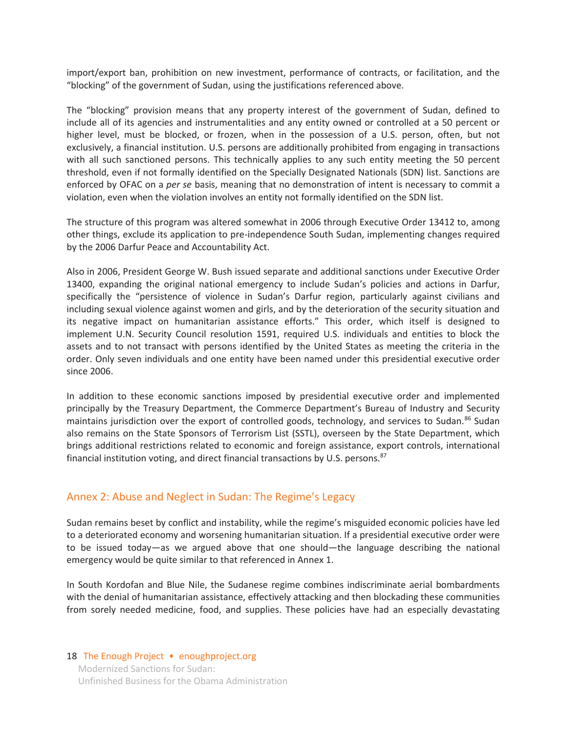import/export ban, prohibition on new investment, performance of contracts, or facilitation, and the "blocking" of the government of Sudan, using the justifications referenced above.

The "blocking" provision means that any property interest of the government of Sudan, defined to include all of its agencies and instrumentalities and any entity owned or controlled at a 50 percent or higher level, must be blocked, or frozen, when in the possession of a U.S. person, often, but not exclusively, a financial institution. U.S. persons are additionally prohibited from engaging in transactions with all such sanctioned persons. This technically applies to any such entity meeting the 50 percent threshold, even if not formally identified on the Specially Designated Nationals (SDN) list. Sanctions are enforced by OFAC on a *per se* basis, meaning that no demonstration of intent is necessary to commit a violation, even when the violation involves an entity not formally identified on the SDN list.

The structure of this program was altered somewhat in 2006 through Executive Order 13412 to, among other things, exclude its application to pre-independence South Sudan, implementing changes required by the 2006 Darfur Peace and Accountability Act.

Also in 2006, President George W. Bush issued separate and additional sanctions under Executive Order 13400, expanding the original national emergency to include Sudan's policies and actions in Darfur, specifically the "persistence of violence in Sudan's Darfur region, particularly against civilians and including sexual violence against women and girls, and by the deterioration of the security situation and its negative impact on humanitarian assistance efforts." This order, which itself is designed to implement U.N. Security Council resolution 1591, required U.S. individuals and entities to block the assets and to not transact with persons identified by the United States as meeting the criteria in the order. Only seven individuals and one entity have been named under this presidential executive order since 2006.

In addition to these economic sanctions imposed by presidential executive order and implemented principally by the Treasury Department, the Commerce Department's Bureau of Industry and Security maintains jurisdiction over the export of controlled goods, technology, and services to Sudan.[86] Sudan also remains on the State Sponsors of Terrorism List (SSTL), overseen by the State Department, which brings additional restrictions related to economic and foreign assistance, export controls, international financial institution voting, and direct financial transactions by U.S. persons.[87]

## Annex 2: Abuse and Neglect in Sudan: The Regime's Legacy

Sudan remains beset by conflict and instability, while the regime's misguided economic policies have led to a deteriorated economy and worsening humanitarian situation. If a presidential executive order were to be issued today—as we argued above that one should—the language describing the national emergency would be quite similar to that referenced in Annex 1.

In South Kordofan and Blue Nile, the Sudanese regime combines indiscriminate aerial bombardments with the denial of humanitarian assistance, effectively attacking and then blockading these communities from sorely needed medicine, food, and supplies. These policies have had an especially devastating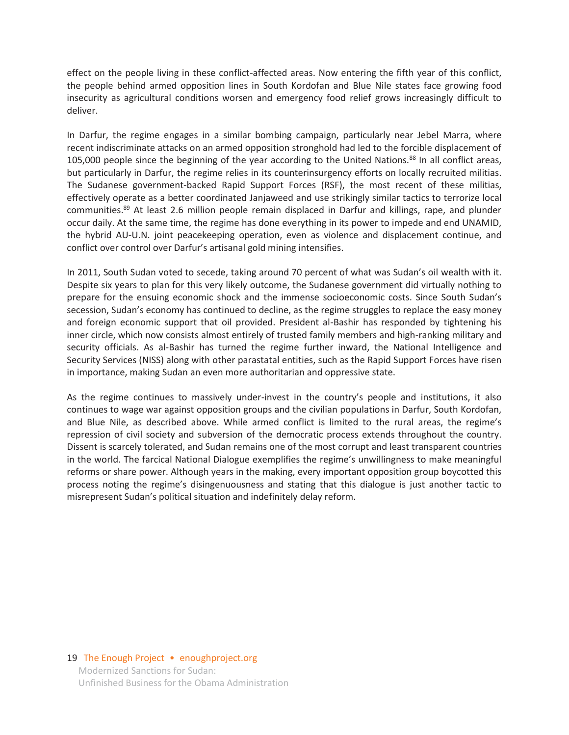effect on the people living in these conflict-affected areas. Now entering the fifth year of this conflict, the people behind armed opposition lines in South Kordofan and Blue Nile states face growing food insecurity as agricultural conditions worsen and emergency food relief grows increasingly difficult to deliver.

In Darfur, the regime engages in a similar bombing campaign, particularly near Jebel Marra, where recent indiscriminate attacks on an armed opposition stronghold had led to the forcible displacement of 105,000 people since the beginning of the year according to the United Nations.[88] In all conflict areas, but particularly in Darfur, the regime relies in its counterinsurgency efforts on locally recruited militias. The Sudanese government-backed Rapid Support Forces (RSF), the most recent of these militias, effectively operate as a better coordinated Janjaweed and use strikingly similar tactics to terrorize local communities.[89] At least 2.6 million people remain displaced in Darfur and killings, rape, and plunder occur daily. At the same time, the regime has done everything in its power to impede and end UNAMID, the hybrid AU-U.N. joint peacekeeping operation, even as violence and displacement continue, and conflict over control over Darfur's artisanal gold mining intensifies.

In 2011, South Sudan voted to secede, taking around 70 percent of what was Sudan's oil wealth with it. Despite six years to plan for this very likely outcome, the Sudanese government did virtually nothing to prepare for the ensuing economic shock and the immense socioeconomic costs. Since South Sudan's secession, Sudan's economy has continued to decline, as the regime struggles to replace the easy money and foreign economic support that oil provided. President al-Bashir has responded by tightening his inner circle, which now consists almost entirely of trusted family members and high-ranking military and security officials. As al-Bashir has turned the regime further inward, the National Intelligence and Security Services (NISS) along with other parastatal entities, such as the Rapid Support Forces have risen in importance, making Sudan an even more authoritarian and oppressive state.

As the regime continues to massively under-invest in the country's people and institutions, it also continues to wage war against opposition groups and the civilian populations in Darfur, South Kordofan, and Blue Nile, as described above. While armed conflict is limited to the rural areas, the regime's repression of civil society and subversion of the democratic process extends throughout the country. Dissent is scarcely tolerated, and Sudan remains one of the most corrupt and least transparent countries in the world. The farcical National Dialogue exemplifies the regime's unwillingness to make meaningful reforms or share power. Although years in the making, every important opposition group boycotted this process noting the regime's disingenuousness and stating that this dialogue is just another tactic to misrepresent Sudan's political situation and indefinitely delay reform.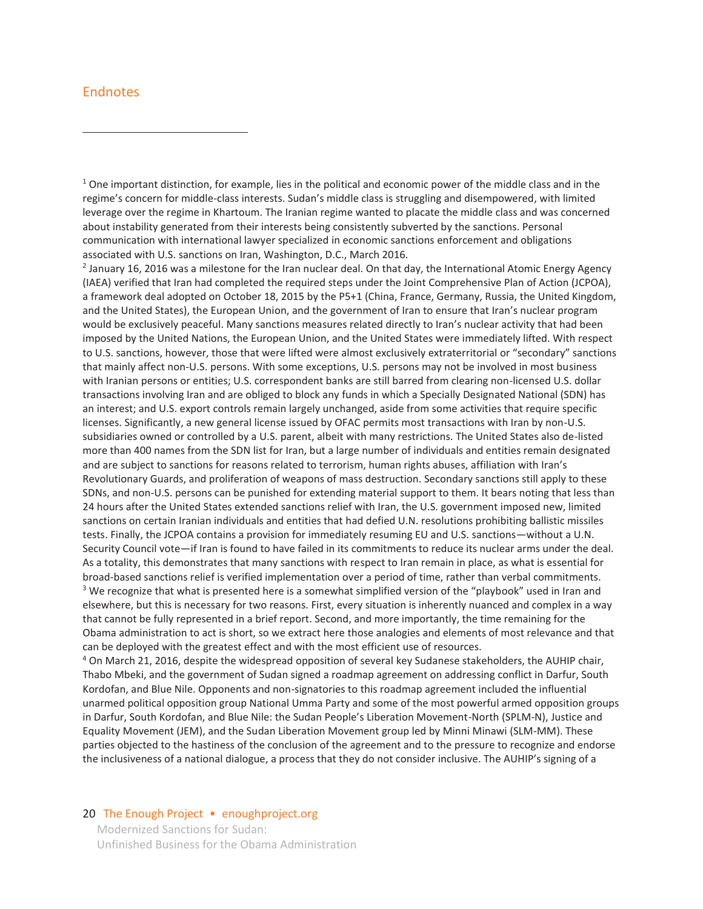## Endnotes

[1] One important distinction, for example, lies in the political and economic power of the middle class and in the regime's concern for middle-class interests. Sudan's middle class is struggling and disempowered, with limited leverage over the regime in Khartoum. The Iranian regime wanted to placate the middle class and was concerned about instability generated from their interests being consistently subverted by the sanctions. Personal communication with international lawyer specialized in economic sanctions enforcement and obligations associated with U.S. sanctions on Iran, Washington, D.C., March 2016.

[2] January 16, 2016 was a milestone for the Iran nuclear deal. On that day, the International Atomic Energy Agency (IAEA) verified that Iran had completed the required steps under the Joint Comprehensive Plan of Action (JCPOA), a framework deal adopted on October 18, 2015 by the P5+1 (China, France, Germany, Russia, the United Kingdom, and the United States), the European Union, and the government of Iran to ensure that Iran's nuclear program would be exclusively peaceful. Many sanctions measures related directly to Iran's nuclear activity that had been imposed by the United Nations, the European Union, and the United States were immediately lifted. With respect to U.S. sanctions, however, those that were lifted were almost exclusively extraterritorial or "secondary" sanctions that mainly affect non-U.S. persons. With some exceptions, U.S. persons may not be involved in most business with Iranian persons or entities; U.S. correspondent banks are still barred from clearing non-licensed U.S. dollar transactions involving Iran and are obliged to block any funds in which a Specially Designated National (SDN) has an interest; and U.S. export controls remain largely unchanged, aside from some activities that require specific licenses. Significantly, a new general license issued by OFAC permits most transactions with Iran by non-U.S. subsidiaries owned or controlled by a U.S. parent, albeit with many restrictions. The United States also de-listed more than 400 names from the SDN list for Iran, but a large number of individuals and entities remain designated and are subject to sanctions for reasons related to terrorism, human rights abuses, affiliation with Iran's Revolutionary Guards, and proliferation of weapons of mass destruction. Secondary sanctions still apply to these SDNs, and non-U.S. persons can be punished for extending material support to them. It bears noting that less than 24 hours after the United States extended sanctions relief with Iran, the U.S. government imposed new, limited sanctions on certain Iranian individuals and entities that had defied U.N. resolutions prohibiting ballistic missiles tests. Finally, the JCPOA contains a provision for immediately resuming EU and U.S. sanctions—without a U.N. Security Council vote—if Iran is found to have failed in its commitments to reduce its nuclear arms under the deal. As a totality, this demonstrates that many sanctions with respect to Iran remain in place, as what is essential for broad-based sanctions relief is verified implementation over a period of time, rather than verbal commitments.

[3] We recognize that what is presented here is a somewhat simplified version of the "playbook" used in Iran and elsewhere, but this is necessary for two reasons. First, every situation is inherently nuanced and complex in a way that cannot be fully represented in a brief report. Second, and more importantly, the time remaining for the Obama administration to act is short, so we extract here those analogies and elements of most relevance and that can be deployed with the greatest effect and with the most efficient use of resources.

[4] On March 21, 2016, despite the widespread opposition of several key Sudanese stakeholders, the AUHIP chair, Thabo Mbeki, and the government of Sudan signed a roadmap agreement on addressing conflict in Darfur, South Kordofan, and Blue Nile. Opponents and non-signatories to this roadmap agreement included the influential unarmed political opposition group National Umma Party and some of the most powerful armed opposition groups in Darfur, South Kordofan, and Blue Nile: the Sudan People's Liberation Movement-North (SPLM-N), Justice and Equality Movement (JEM), and the Sudan Liberation Movement group led by Minni Minawi (SLM-MM). These parties objected to the hastiness of the conclusion of the agreement and to the pressure to recognize and endorse the inclusiveness of a national dialogue, a process that they do not consider inclusive. The AUHIP's signing of a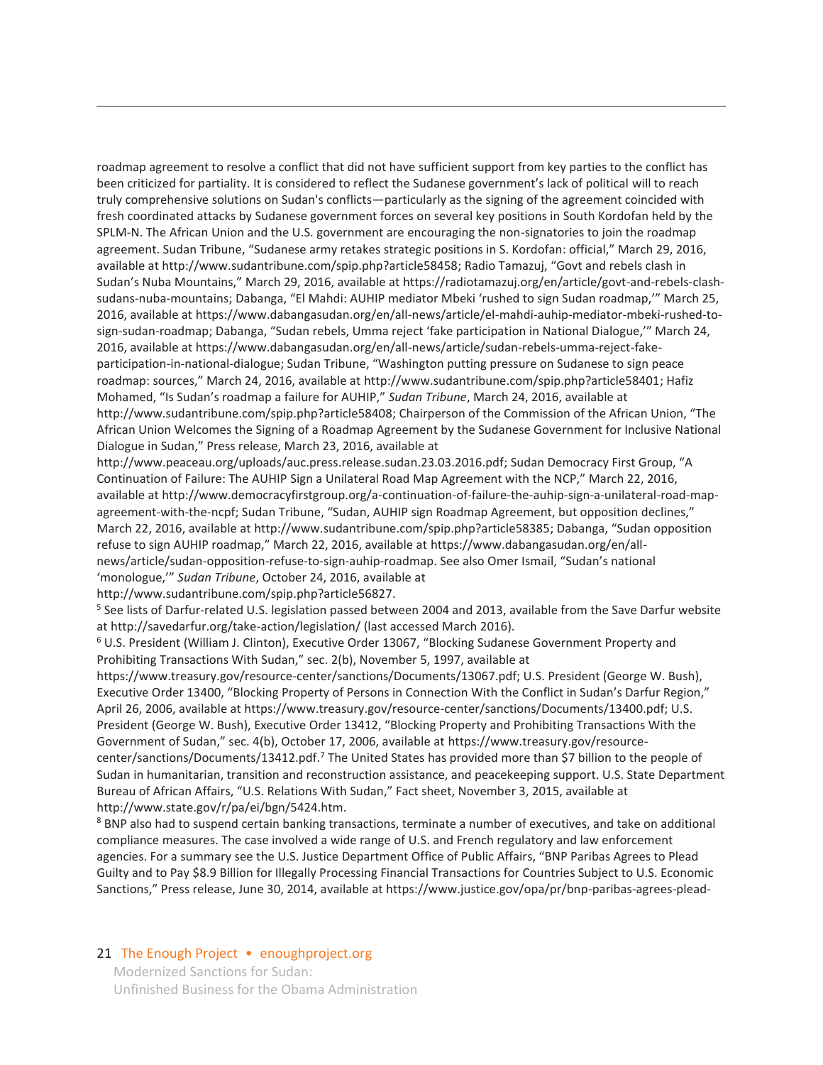roadmap agreement to resolve a conflict that did not have sufficient support from key parties to the conflict has been criticized for partiality. It is considered to reflect the Sudanese government's lack of political will to reach truly comprehensive solutions on Sudan's conflicts—particularly as the signing of the agreement coincided with fresh coordinated attacks by Sudanese government forces on several key positions in South Kordofan held by the SPLM-N. The African Union and the U.S. government are encouraging the non-signatories to join the roadmap agreement. Sudan Tribune, "Sudanese army retakes strategic positions in S. Kordofan: official," March 29, 2016, available at http://www.sudantribune.com/spip.php?article58458; Radio Tamazuj, "Govt and rebels clash in Sudan's Nuba Mountains," March 29, 2016, available at https://radiotamazuj.org/en/article/govt-and-rebels-clash-sudans-nuba-mountains; Dabanga, "El Mahdi: AUHIP mediator Mbeki 'rushed to sign Sudan roadmap,'" March 25, 2016, available at https://www.dabangasudan.org/en/all-news/article/el-mahdi-auhip-mediator-mbeki-rushed-to-sign-sudan-roadmap; Dabanga, "Sudan rebels, Umma reject 'fake participation in National Dialogue,'" March 24, 2016, available at https://www.dabangasudan.org/en/all-news/article/sudan-rebels-umma-reject-fake-participation-in-national-dialogue; Sudan Tribune, "Washington putting pressure on Sudanese to sign peace roadmap: sources," March 24, 2016, available at http://www.sudantribune.com/spip.php?article58401; Hafiz Mohamed, "Is Sudan's roadmap a failure for AUHIP," *Sudan Tribune*, March 24, 2016, available at http://www.sudantribune.com/spip.php?article58408; Chairperson of the Commission of the African Union, "The African Union Welcomes the Signing of a Roadmap Agreement by the Sudanese Government for Inclusive National Dialogue in Sudan," Press release, March 23, 2016, available at http://www.peaceau.org/uploads/auc.press.release.sudan.23.03.2016.pdf; Sudan Democracy First Group, "A Continuation of Failure: The AUHIP Sign a Unilateral Road Map Agreement with the NCP," March 22, 2016, available at http://www.democracyfirstgroup.org/a-continuation-of-failure-the-auhip-sign-a-unilateral-road-map-agreement-with-the-ncpf; Sudan Tribune, "Sudan, AUHIP sign Roadmap Agreement, but opposition declines," March 22, 2016, available at http://www.sudantribune.com/spip.php?article58385; Dabanga, "Sudan opposition refuse to sign AUHIP roadmap," March 22, 2016, available at https://www.dabangasudan.org/en/all-news/article/sudan-opposition-refuse-to-sign-auhip-roadmap. See also Omer Ismail, "Sudan's national 'monologue,'" *Sudan Tribune*, October 24, 2016, available at http://www.sudantribune.com/spip.php?article56827.

[5] See lists of Darfur-related U.S. legislation passed between 2004 and 2013, available from the Save Darfur website at http://savedarfur.org/take-action/legislation/ (last accessed March 2016).

[6] U.S. President (William J. Clinton), Executive Order 13067, "Blocking Sudanese Government Property and Prohibiting Transactions With Sudan," sec. 2(b), November 5, 1997, available at https://www.treasury.gov/resource-center/sanctions/Documents/13067.pdf; U.S. President (George W. Bush), Executive Order 13400, "Blocking Property of Persons in Connection With the Conflict in Sudan's Darfur Region," April 26, 2006, available at https://www.treasury.gov/resource-center/sanctions/Documents/13400.pdf; U.S. President (George W. Bush), Executive Order 13412, "Blocking Property and Prohibiting Transactions With the Government of Sudan," sec. 4(b), October 17, 2006, available at https://www.treasury.gov/resource-center/sanctions/Documents/13412.pdf.[7] The United States has provided more than $7 billion to the people of Sudan in humanitarian, transition and reconstruction assistance, and peacekeeping support. U.S. State Department Bureau of African Affairs, "U.S. Relations With Sudan," Fact sheet, November 3, 2015, available at http://www.state.gov/r/pa/ei/bgn/5424.htm.

[8] BNP also had to suspend certain banking transactions, terminate a number of executives, and take on additional compliance measures. The case involved a wide range of U.S. and French regulatory and law enforcement agencies. For a summary see the U.S. Justice Department Office of Public Affairs, "BNP Paribas Agrees to Plead Guilty and to Pay $8.9 Billion for Illegally Processing Financial Transactions for Countries Subject to U.S. Economic Sanctions," Press release, June 30, 2014, available at https://www.justice.gov/opa/pr/bnp-paribas-agrees-plead-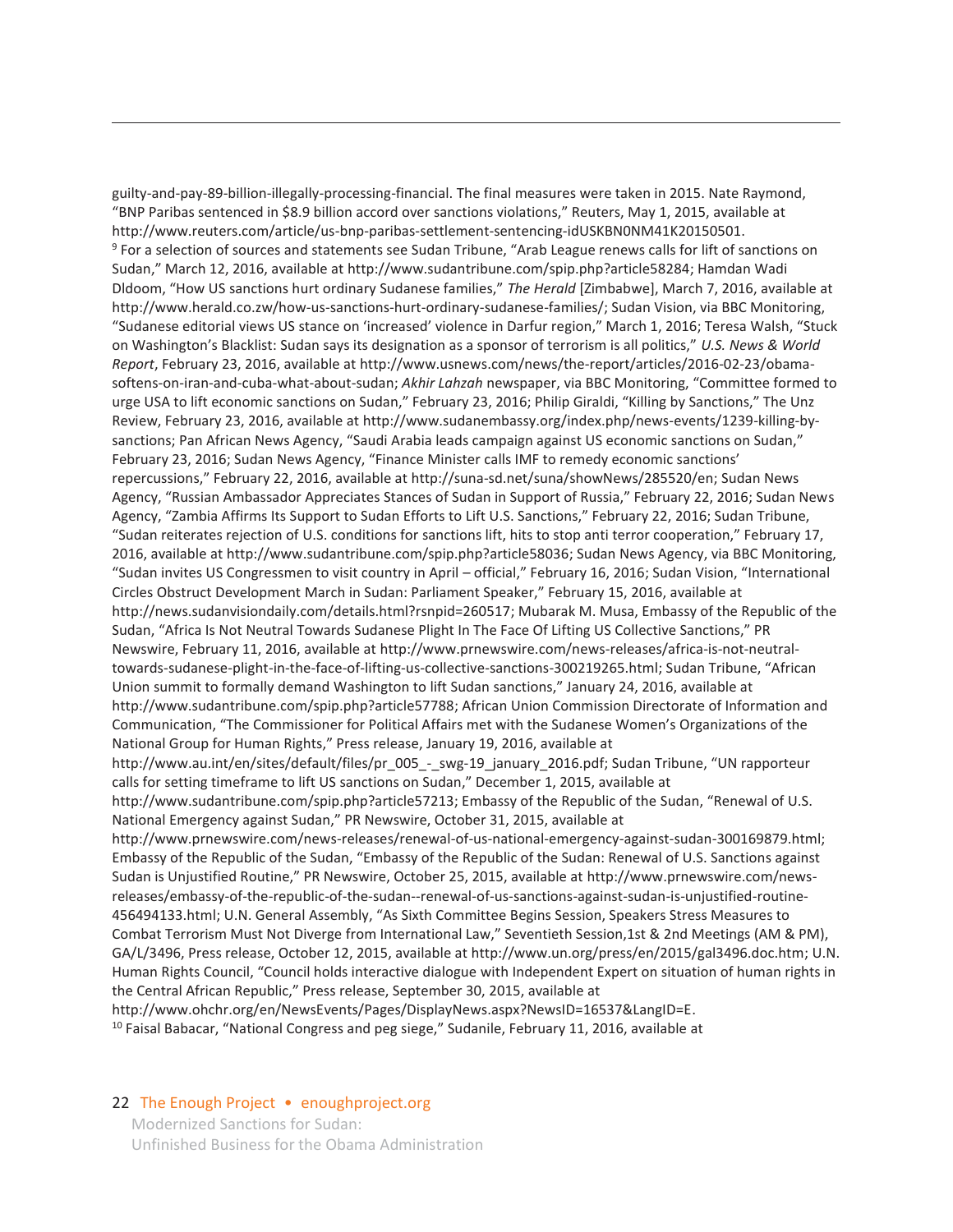guilty-and-pay-89-billion-illegally-processing-financial. The final measures were taken in 2015. Nate Raymond, "BNP Paribas sentenced in $8.9 billion accord over sanctions violations," Reuters, May 1, 2015, available at http://www.reuters.com/article/us-bnp-paribas-settlement-sentencing-idUSKBN0NM41K20150501.

[9] For a selection of sources and statements see Sudan Tribune, "Arab League renews calls for lift of sanctions on Sudan," March 12, 2016, available at http://www.sudantribune.com/spip.php?article58284; Hamdan Wadi Dldoom, "How US sanctions hurt ordinary Sudanese families," *The Herald* [Zimbabwe], March 7, 2016, available at http://www.herald.co.zw/how-us-sanctions-hurt-ordinary-sudanese-families/; Sudan Vision, via BBC Monitoring, "Sudanese editorial views US stance on 'increased' violence in Darfur region," March 1, 2016; Teresa Walsh, "Stuck on Washington's Blacklist: Sudan says its designation as a sponsor of terrorism is all politics," *U.S. News & World Report*, February 23, 2016, available at http://www.usnews.com/news/the-report/articles/2016-02-23/obama-softens-on-iran-and-cuba-what-about-sudan; *Akhir Lahzah* newspaper, via BBC Monitoring, "Committee formed to urge USA to lift economic sanctions on Sudan," February 23, 2016; Philip Giraldi, "Killing by Sanctions," The Unz Review, February 23, 2016, available at http://www.sudanembassy.org/index.php/news-events/1239-killing-by-sanctions; Pan African News Agency, "Saudi Arabia leads campaign against US economic sanctions on Sudan," February 23, 2016; Sudan News Agency, "Finance Minister calls IMF to remedy economic sanctions' repercussions," February 22, 2016, available at http://suna-sd.net/suna/showNews/285520/en; Sudan News Agency, "Russian Ambassador Appreciates Stances of Sudan in Support of Russia," February 22, 2016; Sudan News Agency, "Zambia Affirms Its Support to Sudan Efforts to Lift U.S. Sanctions," February 22, 2016; Sudan Tribune, "Sudan reiterates rejection of U.S. conditions for sanctions lift, hits to stop anti terror cooperation," February 17, 2016, available at http://www.sudantribune.com/spip.php?article58036; Sudan News Agency, via BBC Monitoring, "Sudan invites US Congressmen to visit country in April – official," February 16, 2016; Sudan Vision, "International Circles Obstruct Development March in Sudan: Parliament Speaker," February 15, 2016, available at http://news.sudanvisiondaily.com/details.html?rsnpid=260517; Mubarak M. Musa, Embassy of the Republic of the Sudan, "Africa Is Not Neutral Towards Sudanese Plight In The Face Of Lifting US Collective Sanctions," PR Newswire, February 11, 2016, available at http://www.prnewswire.com/news-releases/africa-is-not-neutral-towards-sudanese-plight-in-the-face-of-lifting-us-collective-sanctions-300219265.html; Sudan Tribune, "African Union summit to formally demand Washington to lift Sudan sanctions," January 24, 2016, available at http://www.sudantribune.com/spip.php?article57788; African Union Commission Directorate of Information and Communication, "The Commissioner for Political Affairs met with the Sudanese Women's Organizations of the National Group for Human Rights," Press release, January 19, 2016, available at http://www.au.int/en/sites/default/files/pr_005_-_swg-19_january_2016.pdf; Sudan Tribune, "UN rapporteur calls for setting timeframe to lift US sanctions on Sudan," December 1, 2015, available at http://www.sudantribune.com/spip.php?article57213; Embassy of the Republic of the Sudan, "Renewal of U.S. National Emergency against Sudan," PR Newswire, October 31, 2015, available at http://www.prnewswire.com/news-releases/renewal-of-us-national-emergency-against-sudan-300169879.html; Embassy of the Republic of the Sudan, "Embassy of the Republic of the Sudan: Renewal of U.S. Sanctions against Sudan is Unjustified Routine," PR Newswire, October 25, 2015, available at http://www.prnewswire.com/news-releases/embassy-of-the-republic-of-the-sudan--renewal-of-us-sanctions-against-sudan-is-unjustified-routine-456494133.html; U.N. General Assembly, "As Sixth Committee Begins Session, Speakers Stress Measures to Combat Terrorism Must Not Diverge from International Law," Seventieth Session,1st & 2nd Meetings (AM & PM), GA/L/3496, Press release, October 12, 2015, available at http://www.un.org/press/en/2015/gal3496.doc.htm; U.N. Human Rights Council, "Council holds interactive dialogue with Independent Expert on situation of human rights in the Central African Republic," Press release, September 30, 2015, available at http://www.ohchr.org/en/NewsEvents/Pages/DisplayNews.aspx?NewsID=16537&LangID=E.

[10] Faisal Babacar, "National Congress and peg siege," Sudanile, February 11, 2016, available at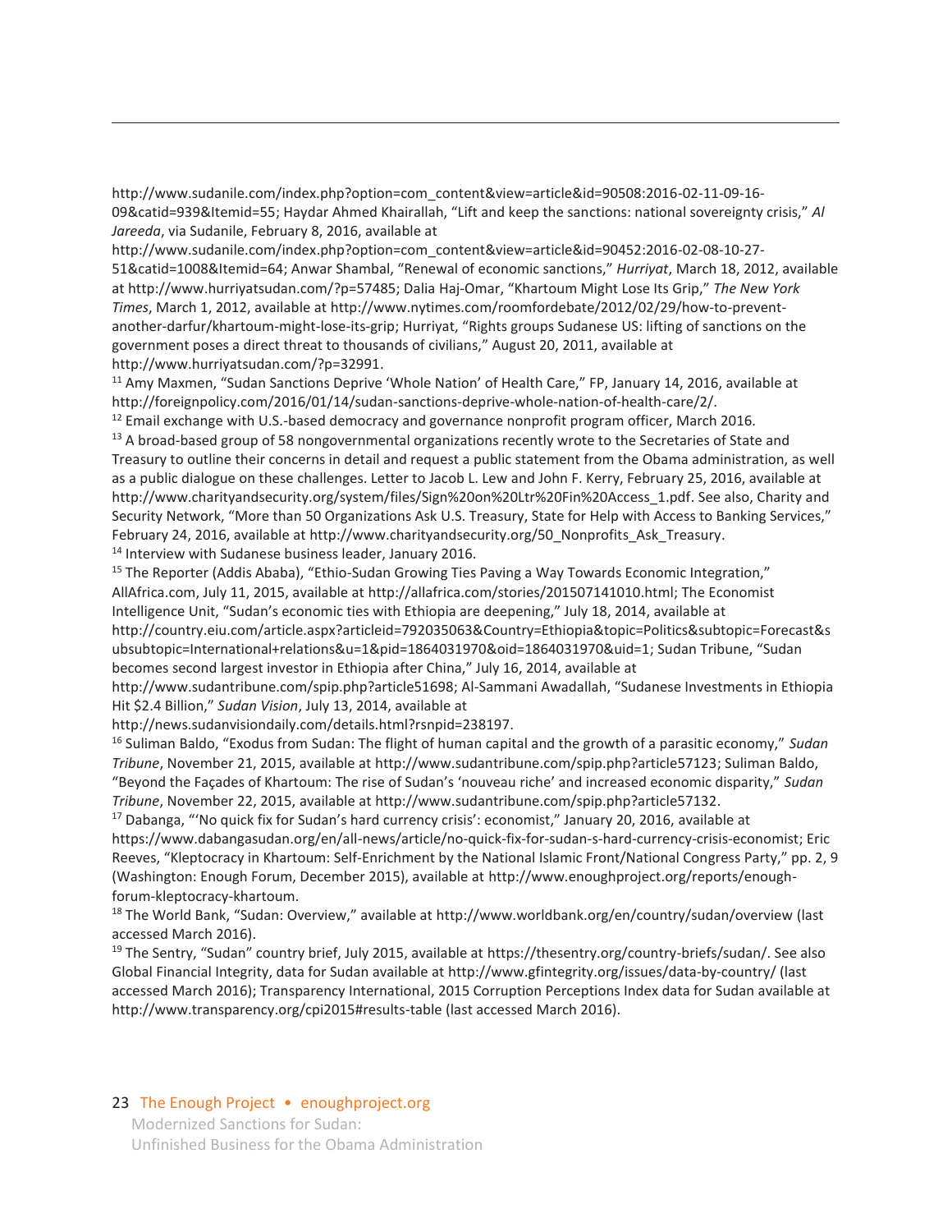http://www.sudanile.com/index.php?option=com_content&view=article&id=90508:2016-02-11-09-16-09&catid=939&Itemid=55; Haydar Ahmed Khairallah, "Lift and keep the sanctions: national sovereignty crisis," *Al Jareeda*, via Sudanile, February 8, 2016, available at http://www.sudanile.com/index.php?option=com_content&view=article&id=90452:2016-02-08-10-27-51&catid=1008&Itemid=64; Anwar Shambal, "Renewal of economic sanctions," *Hurriyat*, March 18, 2012, available at http://www.hurriyatsudan.com/?p=57485; Dalia Haj-Omar, "Khartoum Might Lose Its Grip," *The New York Times*, March 1, 2012, available at http://www.nytimes.com/roomfordebate/2012/02/29/how-to-prevent-another-darfur/khartoum-might-lose-its-grip; Hurriyat, "Rights groups Sudanese US: lifting of sanctions on the government poses a direct threat to thousands of civilians," August 20, 2011, available at http://www.hurriyatsudan.com/?p=32991.

[11] Amy Maxmen, "Sudan Sanctions Deprive 'Whole Nation' of Health Care," FP, January 14, 2016, available at http://foreignpolicy.com/2016/01/14/sudan-sanctions-deprive-whole-nation-of-health-care/2/.

[12] Email exchange with U.S.-based democracy and governance nonprofit program officer, March 2016.

[13] A broad-based group of 58 nongovernmental organizations recently wrote to the Secretaries of State and Treasury to outline their concerns in detail and request a public statement from the Obama administration, as well as a public dialogue on these challenges. Letter to Jacob L. Lew and John F. Kerry, February 25, 2016, available at http://www.charityandsecurity.org/system/files/Sign%20on%20Ltr%20Fin%20Access_1.pdf. See also, Charity and Security Network, "More than 50 Organizations Ask U.S. Treasury, State for Help with Access to Banking Services," February 24, 2016, available at http://www.charityandsecurity.org/50_Nonprofits_Ask_Treasury.

[14] Interview with Sudanese business leader, January 2016.

[15] The Reporter (Addis Ababa), "Ethio-Sudan Growing Ties Paving a Way Towards Economic Integration," AllAfrica.com, July 11, 2015, available at http://allafrica.com/stories/201507141010.html; The Economist Intelligence Unit, "Sudan's economic ties with Ethiopia are deepening," July 18, 2014, available at http://country.eiu.com/article.aspx?articleid=792035063&Country=Ethiopia&topic=Politics&subtopic=Forecast&subsubtopic=International+relations&u=1&pid=1864031970&oid=1864031970&uid=1; Sudan Tribune, "Sudan becomes second largest investor in Ethiopia after China," July 16, 2014, available at http://www.sudantribune.com/spip.php?article51698; Al-Sammani Awadallah, "Sudanese Investments in Ethiopia Hit $2.4 Billion," *Sudan Vision*, July 13, 2014, available at http://news.sudanvisiondaily.com/details.html?rsnpid=238197.

[16] Suliman Baldo, "Exodus from Sudan: The flight of human capital and the growth of a parasitic economy," *Sudan Tribune*, November 21, 2015, available at http://www.sudantribune.com/spip.php?article57123; Suliman Baldo, "Beyond the Façades of Khartoum: The rise of Sudan's 'nouveau riche' and increased economic disparity," *Sudan Tribune*, November 22, 2015, available at http://www.sudantribune.com/spip.php?article57132.

[17] Dabanga, "'No quick fix for Sudan's hard currency crisis': economist," January 20, 2016, available at https://www.dabangasudan.org/en/all-news/article/no-quick-fix-for-sudan-s-hard-currency-crisis-economist; Eric Reeves, "Kleptocracy in Khartoum: Self-Enrichment by the National Islamic Front/National Congress Party," pp. 2, 9 (Washington: Enough Forum, December 2015), available at http://www.enoughproject.org/reports/enough-forum-kleptocracy-khartoum.

[18] The World Bank, "Sudan: Overview," available at http://www.worldbank.org/en/country/sudan/overview (last accessed March 2016).

[19] The Sentry, "Sudan" country brief, July 2015, available at https://thesentry.org/country-briefs/sudan/. See also Global Financial Integrity, data for Sudan available at http://www.gfintegrity.org/issues/data-by-country/ (last accessed March 2016); Transparency International, 2015 Corruption Perceptions Index data for Sudan available at http://www.transparency.org/cpi2015#results-table (last accessed March 2016).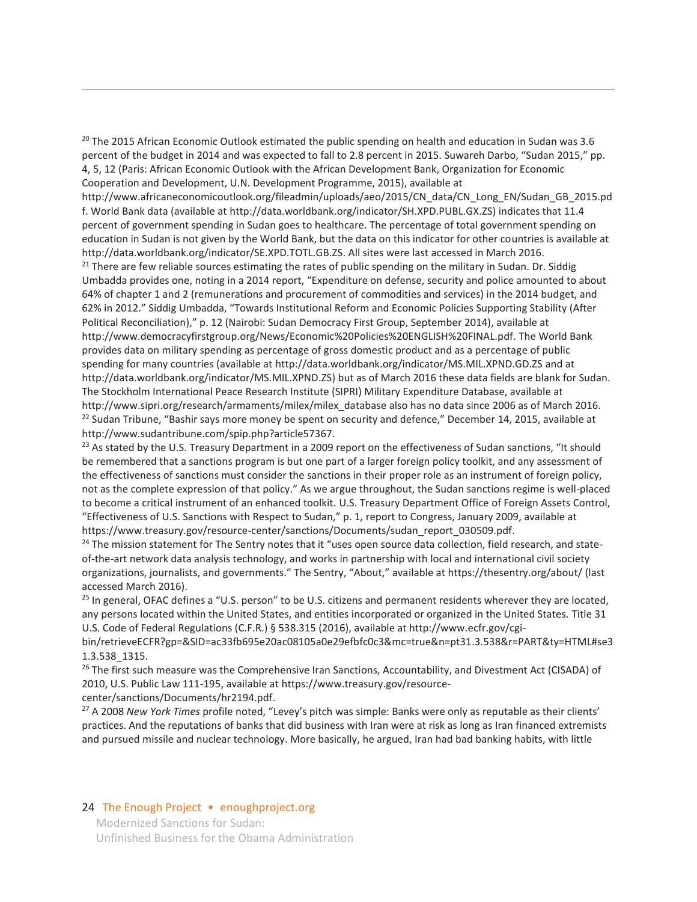[20] The 2015 African Economic Outlook estimated the public spending on health and education in Sudan was 3.6 percent of the budget in 2014 and was expected to fall to 2.8 percent in 2015. Suwareh Darbo, "Sudan 2015," pp. 4, 5, 12 (Paris: African Economic Outlook with the African Development Bank, Organization for Economic Cooperation and Development, U.N. Development Programme, 2015), available at http://www.africaneconomicoutlook.org/fileadmin/uploads/aeo/2015/CN_data/CN_Long_EN/Sudan_GB_2015.pdf. World Bank data (available at http://data.worldbank.org/indicator/SH.XPD.PUBL.GX.ZS) indicates that 11.4 percent of government spending in Sudan goes to healthcare. The percentage of total government spending on education in Sudan is not given by the World Bank, but the data on this indicator for other countries is available at http://data.worldbank.org/indicator/SE.XPD.TOTL.GB.ZS. All sites were last accessed in March 2016.

[21] There are few reliable sources estimating the rates of public spending on the military in Sudan. Dr. Siddig Umbadda provides one, noting in a 2014 report, "Expenditure on defense, security and police amounted to about 64% of chapter 1 and 2 (remunerations and procurement of commodities and services) in the 2014 budget, and 62% in 2012." Siddig Umbadda, "Towards Institutional Reform and Economic Policies Supporting Stability (After Political Reconciliation)," p. 12 (Nairobi: Sudan Democracy First Group, September 2014), available at http://www.democracyfirstgroup.org/News/Economic%20Policies%20ENGLISH%20FINAL.pdf. The World Bank provides data on military spending as percentage of gross domestic product and as a percentage of public spending for many countries (available at http://data.worldbank.org/indicator/MS.MIL.XPND.GD.ZS and at http://data.worldbank.org/indicator/MS.MIL.XPND.ZS) but as of March 2016 these data fields are blank for Sudan. The Stockholm International Peace Research Institute (SIPRI) Military Expenditure Database, available at http://www.sipri.org/research/armaments/milex/milex_database also has no data since 2006 as of March 2016.

[22] Sudan Tribune, "Bashir says more money be spent on security and defence," December 14, 2015, available at http://www.sudantribune.com/spip.php?article57367.

[23] As stated by the U.S. Treasury Department in a 2009 report on the effectiveness of Sudan sanctions, "It should be remembered that a sanctions program is but one part of a larger foreign policy toolkit, and any assessment of the effectiveness of sanctions must consider the sanctions in their proper role as an instrument of foreign policy, not as the complete expression of that policy." As we argue throughout, the Sudan sanctions regime is well-placed to become a critical instrument of an enhanced toolkit. U.S. Treasury Department Office of Foreign Assets Control, "Effectiveness of U.S. Sanctions with Respect to Sudan," p. 1, report to Congress, January 2009, available at https://www.treasury.gov/resource-center/sanctions/Documents/sudan_report_030509.pdf.

[24] The mission statement for The Sentry notes that it "uses open source data collection, field research, and state-of-the-art network data analysis technology, and works in partnership with local and international civil society organizations, journalists, and governments." The Sentry, "About," available at https://thesentry.org/about/ (last accessed March 2016).

[25] In general, OFAC defines a "U.S. person" to be U.S. citizens and permanent residents wherever they are located, any persons located within the United States, and entities incorporated or organized in the United States. Title 31 U.S. Code of Federal Regulations (C.F.R.) § 538.315 (2016), available at http://www.ecfr.gov/cgi-bin/retrieveECFR?gp=&SID=ac33fb695e20ac08105a0e29efbfc0c3&mc=true&n=pt31.3.538&r=PART&ty=HTML#se31.3.538_1315.

[26] The first such measure was the Comprehensive Iran Sanctions, Accountability, and Divestment Act (CISADA) of 2010, U.S. Public Law 111-195, available at https://www.treasury.gov/resource-center/sanctions/Documents/hr2194.pdf.

[27] A 2008 *New York Times* profile noted, "Levey's pitch was simple: Banks were only as reputable as their clients' practices. And the reputations of banks that did business with Iran were at risk as long as Iran financed extremists and pursued missile and nuclear technology. More basically, he argued, Iran had bad banking habits, with little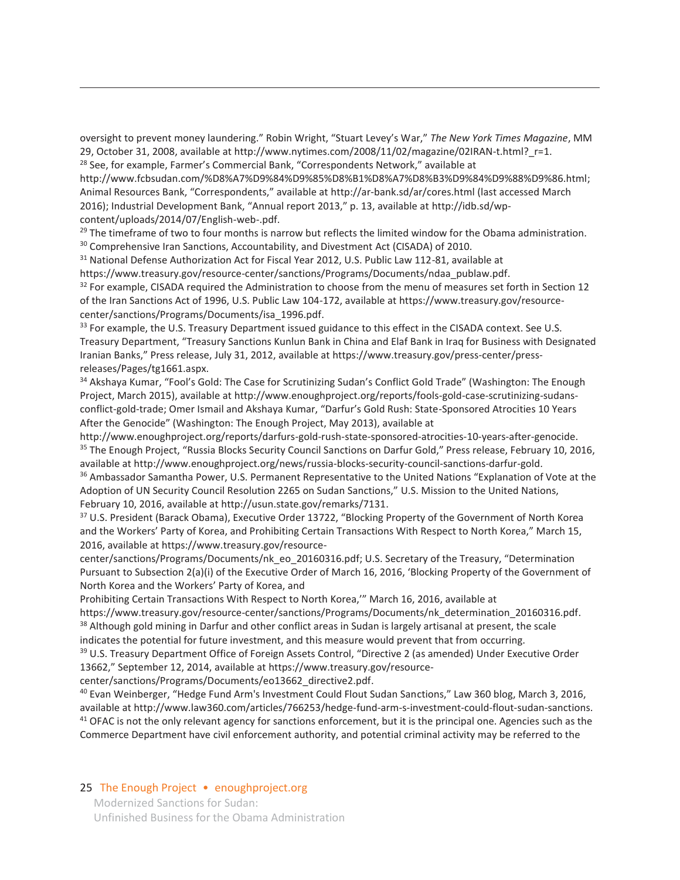oversight to prevent money laundering." Robin Wright, "Stuart Levey's War," *The New York Times Magazine*, MM 29, October 31, 2008, available at http://www.nytimes.com/2008/11/02/magazine/02IRAN-t.html?_r=1.

[28] See, for example, Farmer's Commercial Bank, "Correspondents Network," available at http://www.fcbsudan.com/%D8%A7%D9%84%D9%85%D8%B1%D8%A7%D8%B3%D9%84%D9%88%D9%86.html; Animal Resources Bank, "Correspondents," available at http://ar-bank.sd/ar/cores.html (last accessed March 2016); Industrial Development Bank, "Annual report 2013," p. 13, available at http://idb.sd/wp-content/uploads/2014/07/English-web-.pdf.

[29] The timeframe of two to four months is narrow but reflects the limited window for the Obama administration.

[30] Comprehensive Iran Sanctions, Accountability, and Divestment Act (CISADA) of 2010.

[31] National Defense Authorization Act for Fiscal Year 2012, U.S. Public Law 112-81, available at https://www.treasury.gov/resource-center/sanctions/Programs/Documents/ndaa_publaw.pdf.

[32] For example, CISADA required the Administration to choose from the menu of measures set forth in Section 12 of the Iran Sanctions Act of 1996, U.S. Public Law 104-172, available at https://www.treasury.gov/resource-center/sanctions/Programs/Documents/isa_1996.pdf.

[33] For example, the U.S. Treasury Department issued guidance to this effect in the CISADA context. See U.S. Treasury Department, "Treasury Sanctions Kunlun Bank in China and Elaf Bank in Iraq for Business with Designated Iranian Banks," Press release, July 31, 2012, available at https://www.treasury.gov/press-center/press-releases/Pages/tg1661.aspx.

[34] Akshaya Kumar, "Fool's Gold: The Case for Scrutinizing Sudan's Conflict Gold Trade" (Washington: The Enough Project, March 2015), available at http://www.enoughproject.org/reports/fools-gold-case-scrutinizing-sudans-conflict-gold-trade; Omer Ismail and Akshaya Kumar, "Darfur's Gold Rush: State-Sponsored Atrocities 10 Years After the Genocide" (Washington: The Enough Project, May 2013), available at http://www.enoughproject.org/reports/darfurs-gold-rush-state-sponsored-atrocities-10-years-after-genocide.

[35] The Enough Project, "Russia Blocks Security Council Sanctions on Darfur Gold," Press release, February 10, 2016, available at http://www.enoughproject.org/news/russia-blocks-security-council-sanctions-darfur-gold.

[36] Ambassador Samantha Power, U.S. Permanent Representative to the United Nations "Explanation of Vote at the Adoption of UN Security Council Resolution 2265 on Sudan Sanctions," U.S. Mission to the United Nations, February 10, 2016, available at http://usun.state.gov/remarks/7131.

[37] U.S. President (Barack Obama), Executive Order 13722, "Blocking Property of the Government of North Korea and the Workers' Party of Korea, and Prohibiting Certain Transactions With Respect to North Korea," March 15, 2016, available at https://www.treasury.gov/resource-center/sanctions/Programs/Documents/nk_eo_20160316.pdf; U.S. Secretary of the Treasury, "Determination Pursuant to Subsection 2(a)(i) of the Executive Order of March 16, 2016, 'Blocking Property of the Government of North Korea and the Workers' Party of Korea, and Prohibiting Certain Transactions With Respect to North Korea,'" March 16, 2016, available at https://www.treasury.gov/resource-center/sanctions/Programs/Documents/nk_determination_20160316.pdf.

[38] Although gold mining in Darfur and other conflict areas in Sudan is largely artisanal at present, the scale indicates the potential for future investment, and this measure would prevent that from occurring.

[39] U.S. Treasury Department Office of Foreign Assets Control, "Directive 2 (as amended) Under Executive Order 13662," September 12, 2014, available at https://www.treasury.gov/resource-center/sanctions/Programs/Documents/eo13662_directive2.pdf.

[40] Evan Weinberger, "Hedge Fund Arm's Investment Could Flout Sudan Sanctions," Law 360 blog, March 3, 2016, available at http://www.law360.com/articles/766253/hedge-fund-arm-s-investment-could-flout-sudan-sanctions.

[41] OFAC is not the only relevant agency for sanctions enforcement, but it is the principal one. Agencies such as the Commerce Department have civil enforcement authority, and potential criminal activity may be referred to the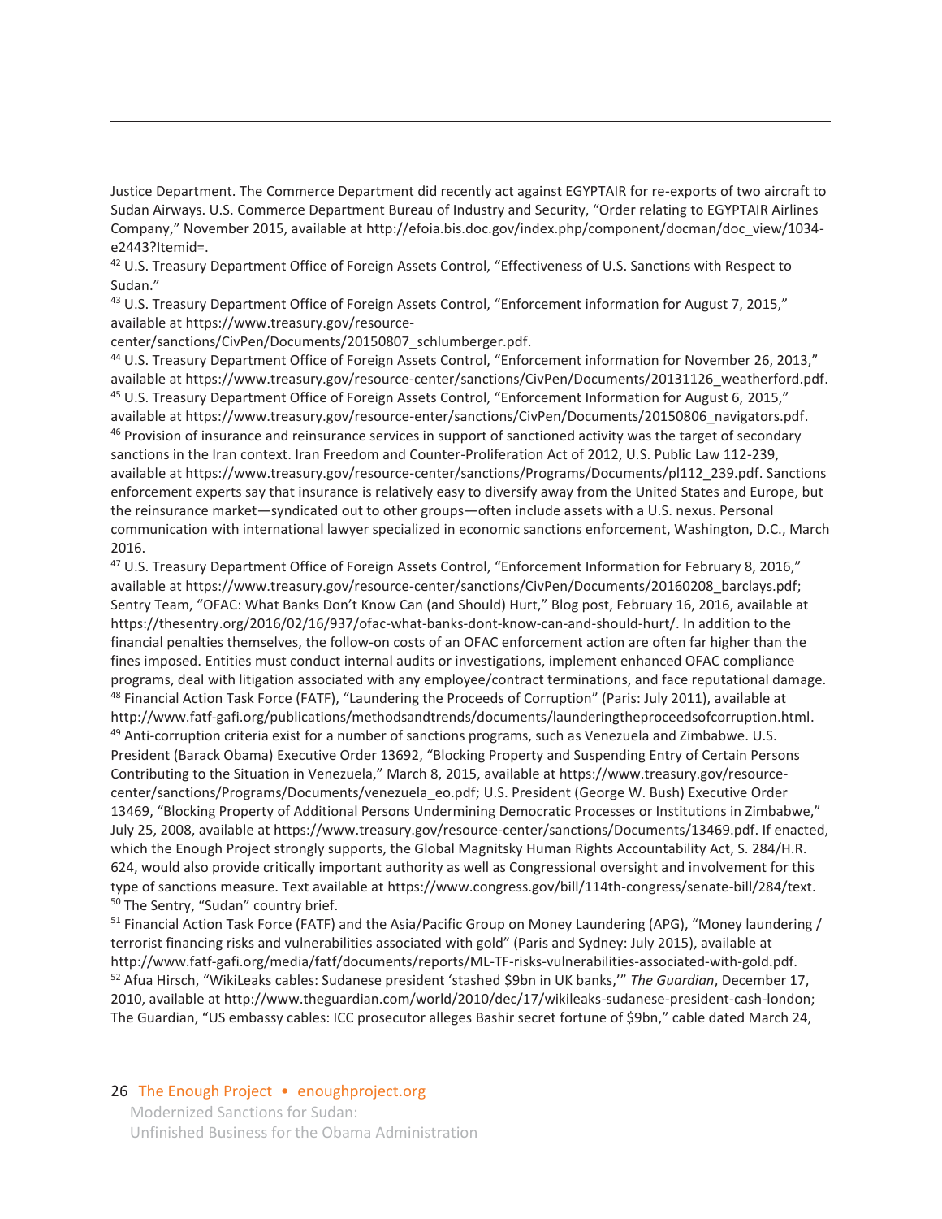Justice Department. The Commerce Department did recently act against EGYPTAIR for re-exports of two aircraft to Sudan Airways. U.S. Commerce Department Bureau of Industry and Security, "Order relating to EGYPTAIR Airlines Company," November 2015, available at http://efoia.bis.doc.gov/index.php/component/docman/doc_view/1034-e2443?Itemid=.

[42] U.S. Treasury Department Office of Foreign Assets Control, "Effectiveness of U.S. Sanctions with Respect to Sudan."

[43] U.S. Treasury Department Office of Foreign Assets Control, "Enforcement information for August 7, 2015," available at https://www.treasury.gov/resource-center/sanctions/CivPen/Documents/20150807_schlumberger.pdf.

[44] U.S. Treasury Department Office of Foreign Assets Control, "Enforcement information for November 26, 2013," available at https://www.treasury.gov/resource-center/sanctions/CivPen/Documents/20131126_weatherford.pdf.

[45] U.S. Treasury Department Office of Foreign Assets Control, "Enforcement Information for August 6, 2015," available at https://www.treasury.gov/resource-enter/sanctions/CivPen/Documents/20150806_navigators.pdf.

[46] Provision of insurance and reinsurance services in support of sanctioned activity was the target of secondary sanctions in the Iran context. Iran Freedom and Counter-Proliferation Act of 2012, U.S. Public Law 112-239, available at https://www.treasury.gov/resource-center/sanctions/Programs/Documents/pl112_239.pdf. Sanctions enforcement experts say that insurance is relatively easy to diversify away from the United States and Europe, but the reinsurance market—syndicated out to other groups—often include assets with a U.S. nexus. Personal communication with international lawyer specialized in economic sanctions enforcement, Washington, D.C., March 2016.

[47] U.S. Treasury Department Office of Foreign Assets Control, "Enforcement Information for February 8, 2016," available at https://www.treasury.gov/resource-center/sanctions/CivPen/Documents/20160208_barclays.pdf; Sentry Team, "OFAC: What Banks Don't Know Can (and Should) Hurt," Blog post, February 16, 2016, available at https://thesentry.org/2016/02/16/937/ofac-what-banks-dont-know-can-and-should-hurt/. In addition to the financial penalties themselves, the follow-on costs of an OFAC enforcement action are often far higher than the fines imposed. Entities must conduct internal audits or investigations, implement enhanced OFAC compliance programs, deal with litigation associated with any employee/contract terminations, and face reputational damage.

[48] Financial Action Task Force (FATF), "Laundering the Proceeds of Corruption" (Paris: July 2011), available at http://www.fatf-gafi.org/publications/methodsandtrends/documents/launderingtheproceedsofcorruption.html.

[49] Anti-corruption criteria exist for a number of sanctions programs, such as Venezuela and Zimbabwe. U.S. President (Barack Obama) Executive Order 13692, "Blocking Property and Suspending Entry of Certain Persons Contributing to the Situation in Venezuela," March 8, 2015, available at https://www.treasury.gov/resource-center/sanctions/Programs/Documents/venezuela_eo.pdf; U.S. President (George W. Bush) Executive Order 13469, "Blocking Property of Additional Persons Undermining Democratic Processes or Institutions in Zimbabwe," July 25, 2008, available at https://www.treasury.gov/resource-center/sanctions/Documents/13469.pdf. If enacted, which the Enough Project strongly supports, the Global Magnitsky Human Rights Accountability Act, S. 284/H.R. 624, would also provide critically important authority as well as Congressional oversight and involvement for this type of sanctions measure. Text available at https://www.congress.gov/bill/114th-congress/senate-bill/284/text.

[50] The Sentry, "Sudan" country brief.

[51] Financial Action Task Force (FATF) and the Asia/Pacific Group on Money Laundering (APG), "Money laundering / terrorist financing risks and vulnerabilities associated with gold" (Paris and Sydney: July 2015), available at http://www.fatf-gafi.org/media/fatf/documents/reports/ML-TF-risks-vulnerabilities-associated-with-gold.pdf.

[52] Afua Hirsch, "WikiLeaks cables: Sudanese president 'stashed $9bn in UK banks,'" *The Guardian*, December 17, 2010, available at http://www.theguardian.com/world/2010/dec/17/wikileaks-sudanese-president-cash-london; The Guardian, "US embassy cables: ICC prosecutor alleges Bashir secret fortune of $9bn," cable dated March 24,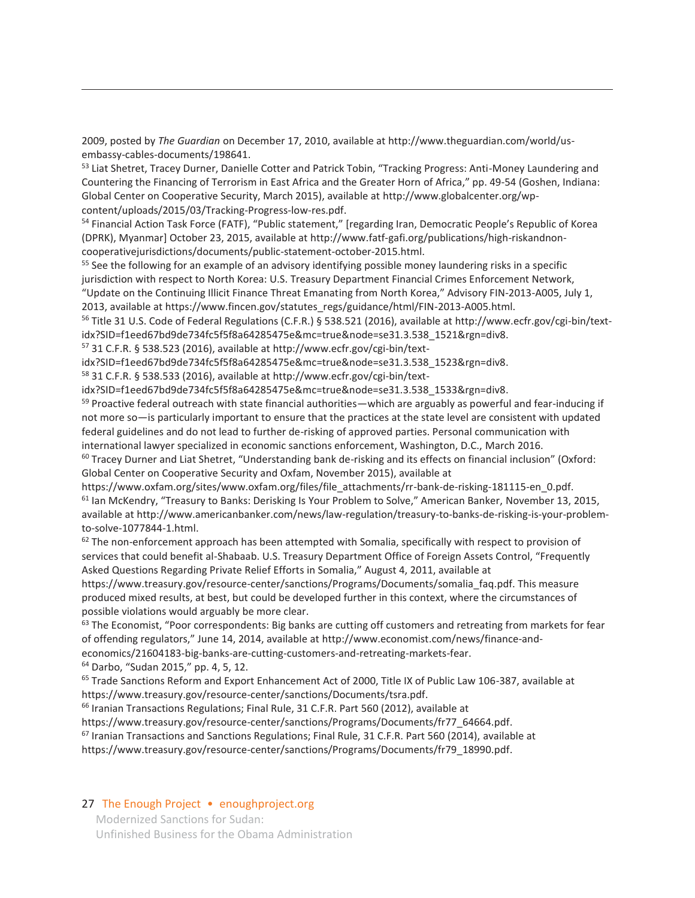2009, posted by *The Guardian* on December 17, 2010, available at http://www.theguardian.com/world/us-embassy-cables-documents/198641.

[53] Liat Shetret, Tracey Durner, Danielle Cotter and Patrick Tobin, "Tracking Progress: Anti-Money Laundering and Countering the Financing of Terrorism in East Africa and the Greater Horn of Africa," pp. 49-54 (Goshen, Indiana: Global Center on Cooperative Security, March 2015), available at http://www.globalcenter.org/wp-content/uploads/2015/03/Tracking-Progress-low-res.pdf.

[54] Financial Action Task Force (FATF), "Public statement," [regarding Iran, Democratic People's Republic of Korea (DPRK), Myanmar] October 23, 2015, available at http://www.fatf-gafi.org/publications/high-riskandnon-cooperativejurisdictions/documents/public-statement-october-2015.html.

[55] See the following for an example of an advisory identifying possible money laundering risks in a specific jurisdiction with respect to North Korea: U.S. Treasury Department Financial Crimes Enforcement Network, "Update on the Continuing Illicit Finance Threat Emanating from North Korea," Advisory FIN-2013-A005, July 1, 2013, available at https://www.fincen.gov/statutes_regs/guidance/html/FIN-2013-A005.html.

[56] Title 31 U.S. Code of Federal Regulations (C.F.R.) § 538.521 (2016), available at http://www.ecfr.gov/cgi-bin/text-idx?SID=f1eed67bd9de734fc5f5f8a64285475e&mc=true&node=se31.3.538_1521&rgn=div8.

[57] 31 C.F.R. § 538.523 (2016), available at http://www.ecfr.gov/cgi-bin/text-idx?SID=f1eed67bd9de734fc5f5f8a64285475e&mc=true&node=se31.3.538_1523&rgn=div8.

[58] 31 C.F.R. § 538.533 (2016), available at http://www.ecfr.gov/cgi-bin/text-idx?SID=f1eed67bd9de734fc5f5f8a64285475e&mc=true&node=se31.3.538_1533&rgn=div8.

[59] Proactive federal outreach with state financial authorities—which are arguably as powerful and fear-inducing if not more so—is particularly important to ensure that the practices at the state level are consistent with updated federal guidelines and do not lead to further de-risking of approved parties. Personal communication with international lawyer specialized in economic sanctions enforcement, Washington, D.C., March 2016.

[60] Tracey Durner and Liat Shetret, "Understanding bank de-risking and its effects on financial inclusion" (Oxford: Global Center on Cooperative Security and Oxfam, November 2015), available at https://www.oxfam.org/sites/www.oxfam.org/files/file_attachments/rr-bank-de-risking-181115-en_0.pdf.

[61] Ian McKendry, "Treasury to Banks: Derisking Is Your Problem to Solve," American Banker, November 13, 2015, available at http://www.americanbanker.com/news/law-regulation/treasury-to-banks-de-risking-is-your-problem-to-solve-1077844-1.html.

[62] The non-enforcement approach has been attempted with Somalia, specifically with respect to provision of services that could benefit al-Shabaab. U.S. Treasury Department Office of Foreign Assets Control, "Frequently Asked Questions Regarding Private Relief Efforts in Somalia," August 4, 2011, available at https://www.treasury.gov/resource-center/sanctions/Programs/Documents/somalia_faq.pdf. This measure produced mixed results, at best, but could be developed further in this context, where the circumstances of possible violations would arguably be more clear.

[63] The Economist, "Poor correspondents: Big banks are cutting off customers and retreating from markets for fear of offending regulators," June 14, 2014, available at http://www.economist.com/news/finance-and-economics/21604183-big-banks-are-cutting-customers-and-retreating-markets-fear.

[64] Darbo, "Sudan 2015," pp. 4, 5, 12.

[65] Trade Sanctions Reform and Export Enhancement Act of 2000, Title IX of Public Law 106-387, available at https://www.treasury.gov/resource-center/sanctions/Documents/tsra.pdf.

[66] Iranian Transactions Regulations; Final Rule, 31 C.F.R. Part 560 (2012), available at https://www.treasury.gov/resource-center/sanctions/Programs/Documents/fr77_64664.pdf.

[67] Iranian Transactions and Sanctions Regulations; Final Rule, 31 C.F.R. Part 560 (2014), available at https://www.treasury.gov/resource-center/sanctions/Programs/Documents/fr79_18990.pdf.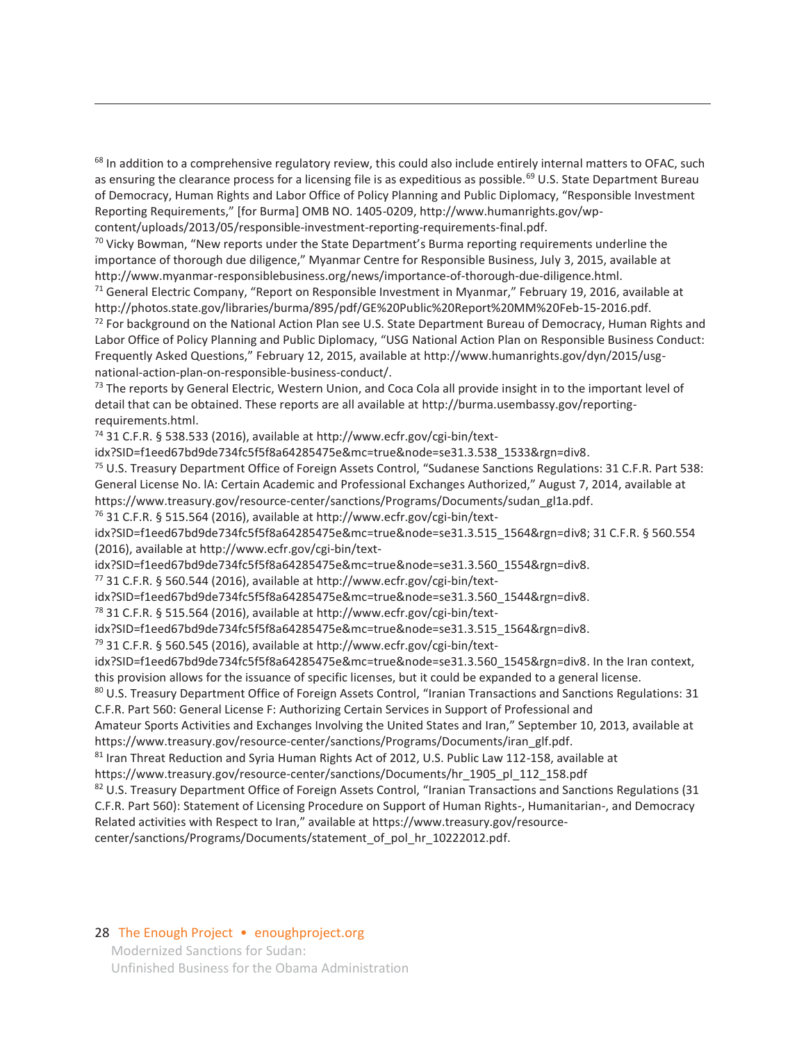[68] In addition to a comprehensive regulatory review, this could also include entirely internal matters to OFAC, such as ensuring the clearance process for a licensing file is as expeditious as possible.[69] U.S. State Department Bureau of Democracy, Human Rights and Labor Office of Policy Planning and Public Diplomacy, "Responsible Investment Reporting Requirements," [for Burma] OMB NO. 1405-0209, http://www.humanrights.gov/wp-content/uploads/2013/05/responsible-investment-reporting-requirements-final.pdf.

[70] Vicky Bowman, "New reports under the State Department's Burma reporting requirements underline the importance of thorough due diligence," Myanmar Centre for Responsible Business, July 3, 2015, available at http://www.myanmar-responsiblebusiness.org/news/importance-of-thorough-due-diligence.html.

[71] General Electric Company, "Report on Responsible Investment in Myanmar," February 19, 2016, available at http://photos.state.gov/libraries/burma/895/pdf/GE%20Public%20Report%20MM%20Feb-15-2016.pdf.

[72] For background on the National Action Plan see U.S. State Department Bureau of Democracy, Human Rights and Labor Office of Policy Planning and Public Diplomacy, "USG National Action Plan on Responsible Business Conduct: Frequently Asked Questions," February 12, 2015, available at http://www.humanrights.gov/dyn/2015/usg-national-action-plan-on-responsible-business-conduct/.

[73] The reports by General Electric, Western Union, and Coca Cola all provide insight in to the important level of detail that can be obtained. These reports are all available at http://burma.usembassy.gov/reporting-requirements.html.

[74] 31 C.F.R. § 538.533 (2016), available at http://www.ecfr.gov/cgi-bin/text-idx?SID=f1eed67bd9de734fc5f5f8a64285475e&mc=true&node=se31.3.538_1533&rgn=div8.

[75] U.S. Treasury Department Office of Foreign Assets Control, "Sudanese Sanctions Regulations: 31 C.F.R. Part 538: General License No. lA: Certain Academic and Professional Exchanges Authorized," August 7, 2014, available at https://www.treasury.gov/resource-center/sanctions/Programs/Documents/sudan_gl1a.pdf.

[76] 31 C.F.R. § 515.564 (2016), available at http://www.ecfr.gov/cgi-bin/text-idx?SID=f1eed67bd9de734fc5f5f8a64285475e&mc=true&node=se31.3.515_1564&rgn=div8; 31 C.F.R. § 560.554 (2016), available at http://www.ecfr.gov/cgi-bin/text-idx?SID=f1eed67bd9de734fc5f5f8a64285475e&mc=true&node=se31.3.560_1554&rgn=div8.

[77] 31 C.F.R. § 560.544 (2016), available at http://www.ecfr.gov/cgi-bin/text-idx?SID=f1eed67bd9de734fc5f5f8a64285475e&mc=true&node=se31.3.560_1544&rgn=div8.

[78] 31 C.F.R. § 515.564 (2016), available at http://www.ecfr.gov/cgi-bin/text-idx?SID=f1eed67bd9de734fc5f5f8a64285475e&mc=true&node=se31.3.515_1564&rgn=div8.

[79] 31 C.F.R. § 560.545 (2016), available at http://www.ecfr.gov/cgi-bin/text-idx?SID=f1eed67bd9de734fc5f5f8a64285475e&mc=true&node=se31.3.560_1545&rgn=div8. In the Iran context, this provision allows for the issuance of specific licenses, but it could be expanded to a general license.

[80] U.S. Treasury Department Office of Foreign Assets Control, "Iranian Transactions and Sanctions Regulations: 31 C.F.R. Part 560: General License F: Authorizing Certain Services in Support of Professional and Amateur Sports Activities and Exchanges Involving the United States and Iran," September 10, 2013, available at https://www.treasury.gov/resource-center/sanctions/Programs/Documents/iran_glf.pdf.

[81] Iran Threat Reduction and Syria Human Rights Act of 2012, U.S. Public Law 112-158, available at https://www.treasury.gov/resource-center/sanctions/Documents/hr_1905_pl_112_158.pdf

[82] U.S. Treasury Department Office of Foreign Assets Control, "Iranian Transactions and Sanctions Regulations (31 C.F.R. Part 560): Statement of Licensing Procedure on Support of Human Rights-, Humanitarian-, and Democracy Related activities with Respect to Iran," available at https://www.treasury.gov/resource-center/sanctions/Programs/Documents/statement_of_pol_hr_10222012.pdf.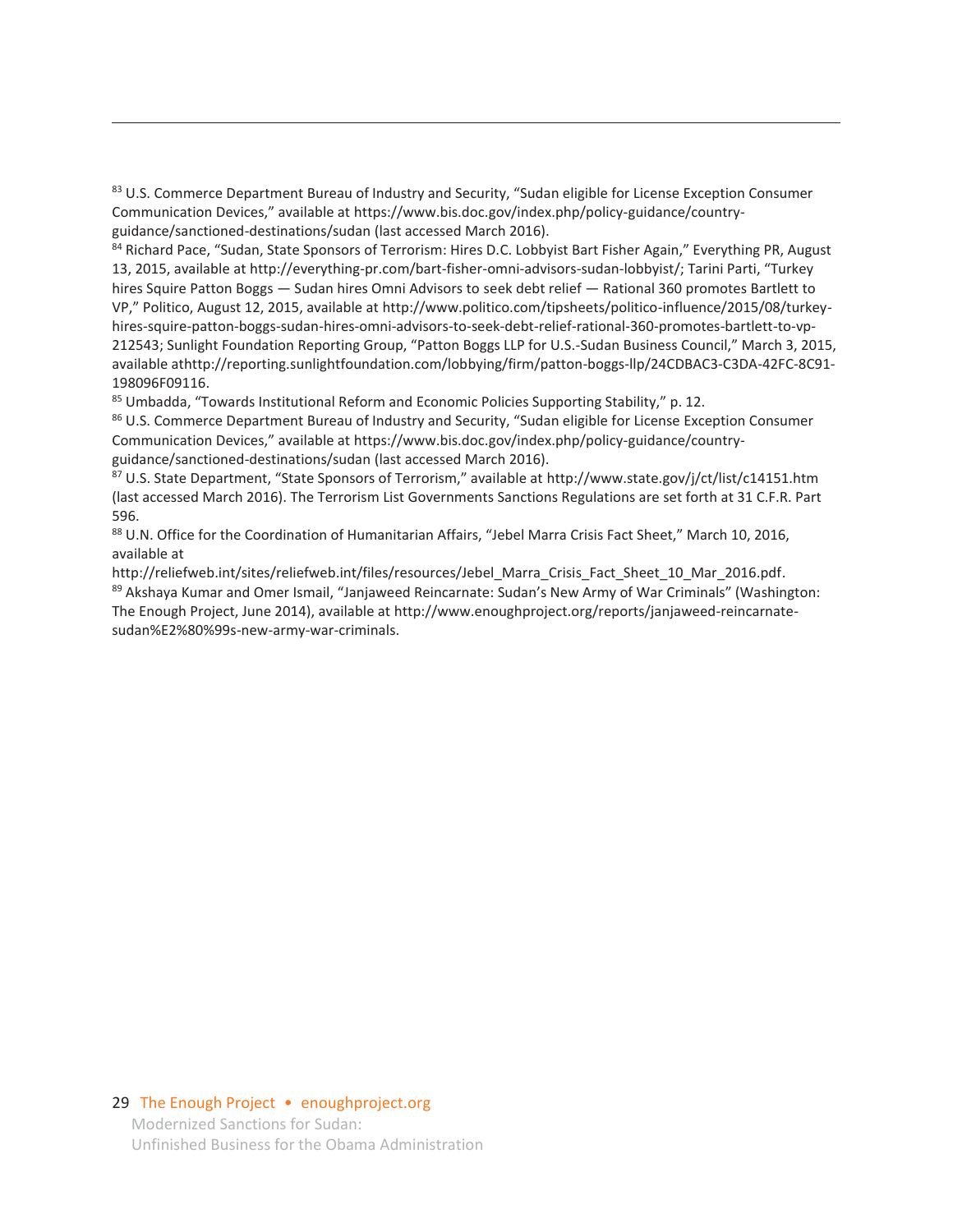[83] U.S. Commerce Department Bureau of Industry and Security, "Sudan eligible for License Exception Consumer Communication Devices," available at https://www.bis.doc.gov/index.php/policy-guidance/country-guidance/sanctioned-destinations/sudan (last accessed March 2016).

[84] Richard Pace, "Sudan, State Sponsors of Terrorism: Hires D.C. Lobbyist Bart Fisher Again," Everything PR, August 13, 2015, available at http://everything-pr.com/bart-fisher-omni-advisors-sudan-lobbyist/; Tarini Parti, "Turkey hires Squire Patton Boggs — Sudan hires Omni Advisors to seek debt relief — Rational 360 promotes Bartlett to VP," Politico, August 12, 2015, available at http://www.politico.com/tipsheets/politico-influence/2015/08/turkey-hires-squire-patton-boggs-sudan-hires-omni-advisors-to-seek-debt-relief-rational-360-promotes-bartlett-to-vp-212543; Sunlight Foundation Reporting Group, "Patton Boggs LLP for U.S.-Sudan Business Council," March 3, 2015, available athttp://reporting.sunlightfoundation.com/lobbying/firm/patton-boggs-llp/24CDBAC3-C3DA-42FC-8C91-198096F09116.

[85] Umbadda, "Towards Institutional Reform and Economic Policies Supporting Stability," p. 12.

[86] U.S. Commerce Department Bureau of Industry and Security, "Sudan eligible for License Exception Consumer Communication Devices," available at https://www.bis.doc.gov/index.php/policy-guidance/country-guidance/sanctioned-destinations/sudan (last accessed March 2016).

[87] U.S. State Department, "State Sponsors of Terrorism," available at http://www.state.gov/j/ct/list/c14151.htm (last accessed March 2016). The Terrorism List Governments Sanctions Regulations are set forth at 31 C.F.R. Part 596.

[88] U.N. Office for the Coordination of Humanitarian Affairs, "Jebel Marra Crisis Fact Sheet," March 10, 2016, available at http://reliefweb.int/sites/reliefweb.int/files/resources/Jebel_Marra_Crisis_Fact_Sheet_10_Mar_2016.pdf.

[89] Akshaya Kumar and Omer Ismail, "Janjaweed Reincarnate: Sudan's New Army of War Criminals" (Washington: The Enough Project, June 2014), available at http://www.enoughproject.org/reports/janjaweed-reincarnate-sudan%E2%80%99s-new-army-war-criminals.